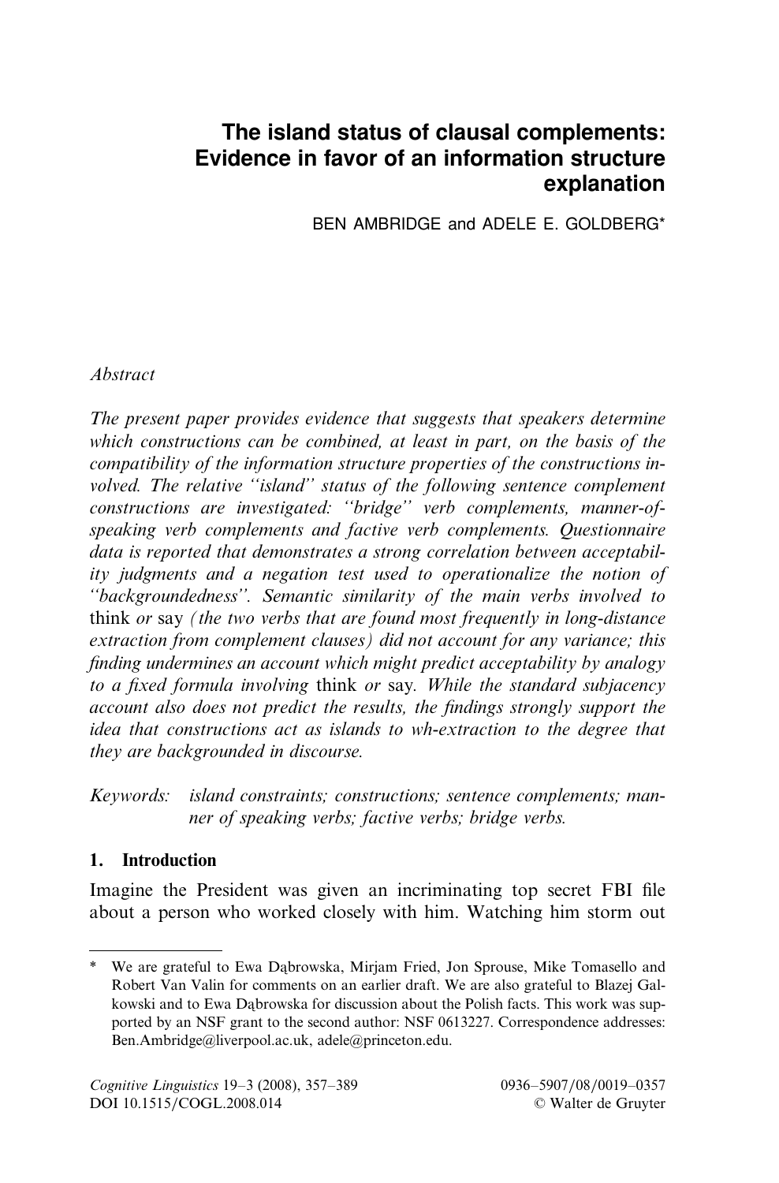# The island status of clausal complements: Evidence in favor of an information structure explanation

BEN AMBRIDGE and ADELE E. GOLDBERG*

*Abstract*

*The present paper provides evidence that suggests that speakers determine which constructions can be combined, at least in part, on the basis of the compatibility of the information structure properties of the constructions involved. The relative "island" status of the following sentence complement constructions are investigated: "bridge" verb complements, manner-of-speaking verb complements and factive verb complements. Questionnaire data is reported that demonstrates a strong correlation between acceptability judgments and a negation test used to operationalize the notion of "backgroundedness". Semantic similarity of the main verbs involved to* think *or* say *(the two verbs that are found most frequently in long-distance extraction from complement clauses) did not account for any variance; this finding undermines an account which might predict acceptability by analogy to a fixed formula involving* think *or* say*. While the standard subjacency account also does not predict the results, the findings strongly support the idea that constructions act as islands to wh-extraction to the degree that they are backgrounded in discourse.*

*Keywords:* *island constraints; constructions; sentence complements; manner of speaking verbs; factive verbs; bridge verbs.*

## 1. Introduction

Imagine the President was given an incriminating top secret FBI file about a person who worked closely with him. Watching him storm out

---

\* We are grateful to Ewa Dąbrowska, Mirjam Fried, Jon Sprouse, Mike Tomasello and Robert Van Valin for comments on an earlier draft. We are also grateful to Blazej Galkowski and to Ewa Dąbrowska for discussion about the Polish facts. This work was supported by an NSF grant to the second author: NSF 0613227. Correspondence addresses: Ben.Ambridge@liverpool.ac.uk, adele@princeton.edu.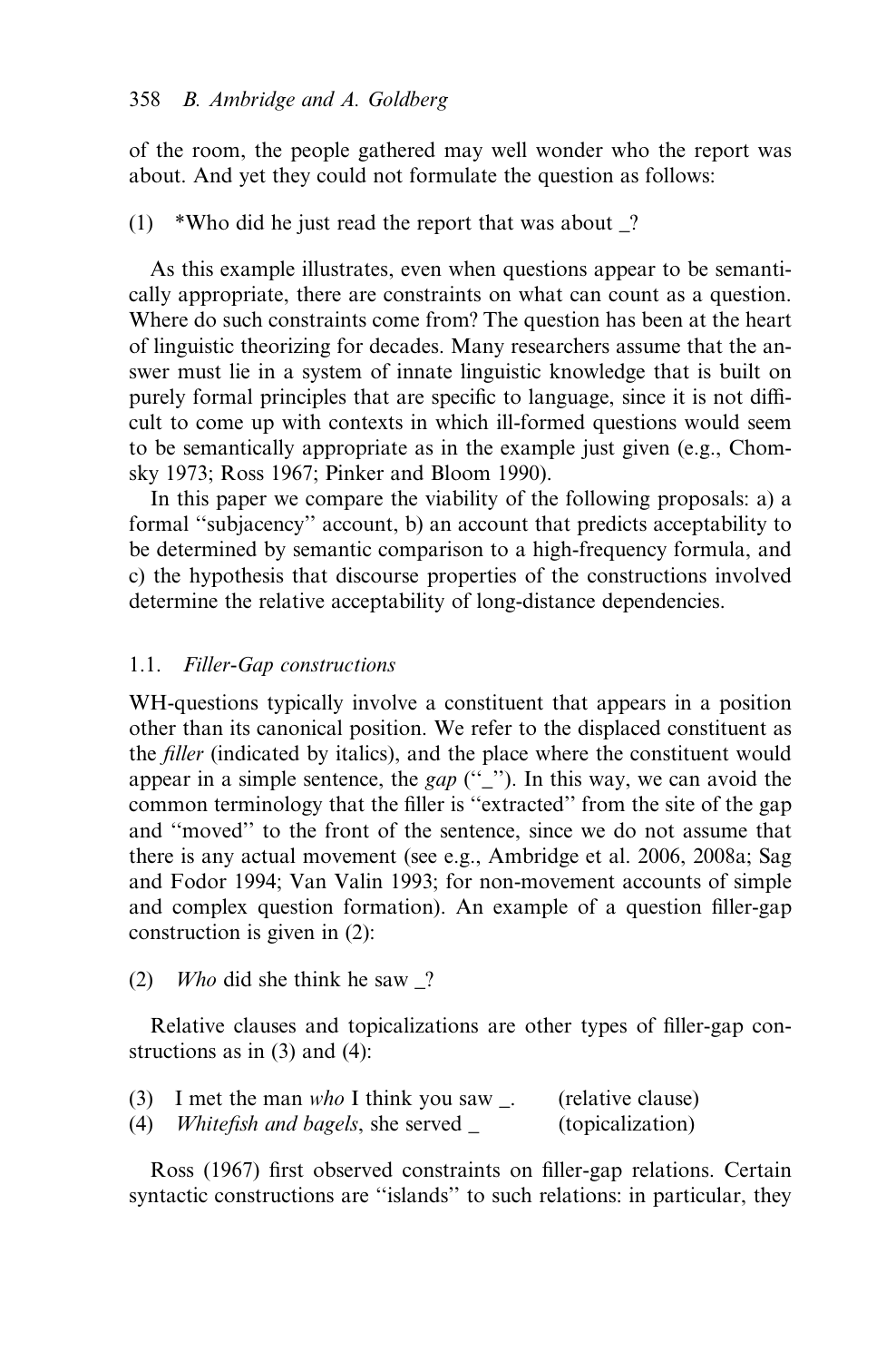of the room, the people gathered may well wonder who the report was about. And yet they could not formulate the question as follows:

(1) *Who did he just read the report that was about _?

As this example illustrates, even when questions appear to be semantically appropriate, there are constraints on what can count as a question. Where do such constraints come from? The question has been at the heart of linguistic theorizing for decades. Many researchers assume that the answer must lie in a system of innate linguistic knowledge that is built on purely formal principles that are specific to language, since it is not difficult to come up with contexts in which ill-formed questions would seem to be semantically appropriate as in the example just given (e.g., Chomsky 1973; Ross 1967; Pinker and Bloom 1990).

In this paper we compare the viability of the following proposals: a) a formal ''subjacency'' account, b) an account that predicts acceptability to be determined by semantic comparison to a high-frequency formula, and c) the hypothesis that discourse properties of the constructions involved determine the relative acceptability of long-distance dependencies.

### 1.1. *Filler-Gap constructions*

WH-questions typically involve a constituent that appears in a position other than its canonical position. We refer to the displaced constituent as the *filler* (indicated by italics), and the place where the constituent would appear in a simple sentence, the *gap* (''_''). In this way, we can avoid the common terminology that the filler is ''extracted'' from the site of the gap and ''moved'' to the front of the sentence, since we do not assume that there is any actual movement (see e.g., Ambridge et al. 2006, 2008a; Sag and Fodor 1994; Van Valin 1993; for non-movement accounts of simple and complex question formation). An example of a question filler-gap construction is given in (2):

(2) *Who* did she think he saw _?

Relative clauses and topicalizations are other types of filler-gap constructions as in (3) and (4):

(3) I met the man *who* I think you saw _. (relative clause)
(4) *Whitefish and bagels*, she served _ (topicalization)

Ross (1967) first observed constraints on filler-gap relations. Certain syntactic constructions are ''islands'' to such relations: in particular, they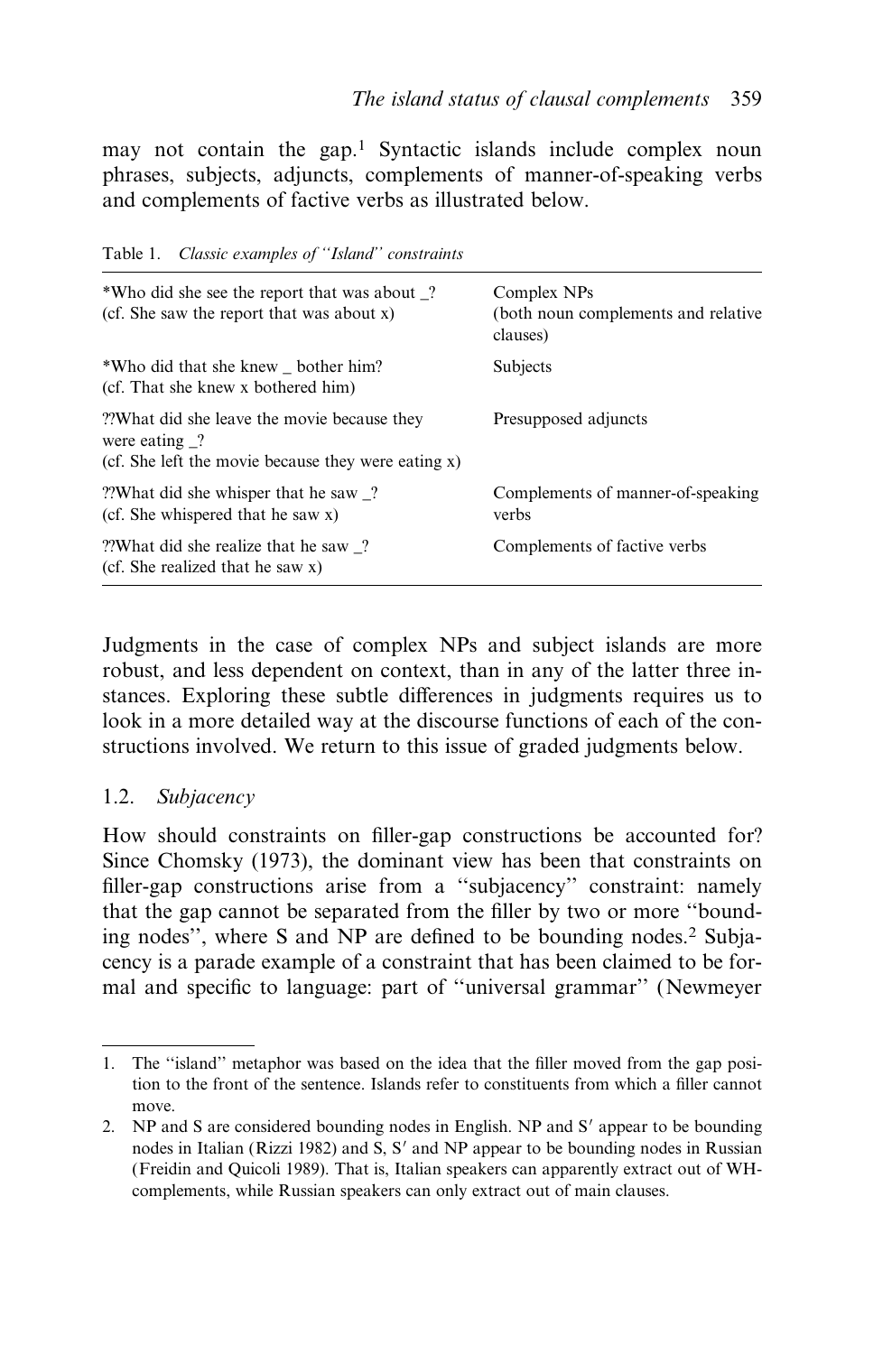may not contain the gap.[1] Syntactic islands include complex noun phrases, subjects, adjuncts, complements of manner-of-speaking verbs and complements of factive verbs as illustrated below.

Table 1. *Classic examples of "Island" constraints*

| | |
|---|---|
| *Who did she see the report that was about _? (cf. She saw the report that was about x) | Complex NPs (both noun complements and relative clauses) |
| *Who did that she knew _ bother him? (cf. That she knew x bothered him) | Subjects |
| ??What did she leave the movie because they were eating _? (cf. She left the movie because they were eating x) | Presupposed adjuncts |
| ??What did she whisper that he saw _? (cf. She whispered that he saw x) | Complements of manner-of-speaking verbs |
| ??What did she realize that he saw _? (cf. She realized that he saw x) | Complements of factive verbs |

Judgments in the case of complex NPs and subject islands are more robust, and less dependent on context, than in any of the latter three instances. Exploring these subtle differences in judgments requires us to look in a more detailed way at the discourse functions of each of the constructions involved. We return to this issue of graded judgments below.

### 1.2. *Subjacency*

How should constraints on filler-gap constructions be accounted for? Since Chomsky (1973), the dominant view has been that constraints on filler-gap constructions arise from a "subjacency" constraint: namely that the gap cannot be separated from the filler by two or more "bounding nodes", where S and NP are defined to be bounding nodes.[2] Subjacency is a parade example of a constraint that has been claimed to be formal and specific to language: part of "universal grammar" (Newmeyer

---

1. The "island" metaphor was based on the idea that the filler moved from the gap position to the front of the sentence. Islands refer to constituents from which a filler cannot move.
2. NP and S are considered bounding nodes in English. NP and S′ appear to be bounding nodes in Italian (Rizzi 1982) and S, S′ and NP appear to be bounding nodes in Russian (Freidin and Quicoli 1989). That is, Italian speakers can apparently extract out of WH-complements, while Russian speakers can only extract out of main clauses.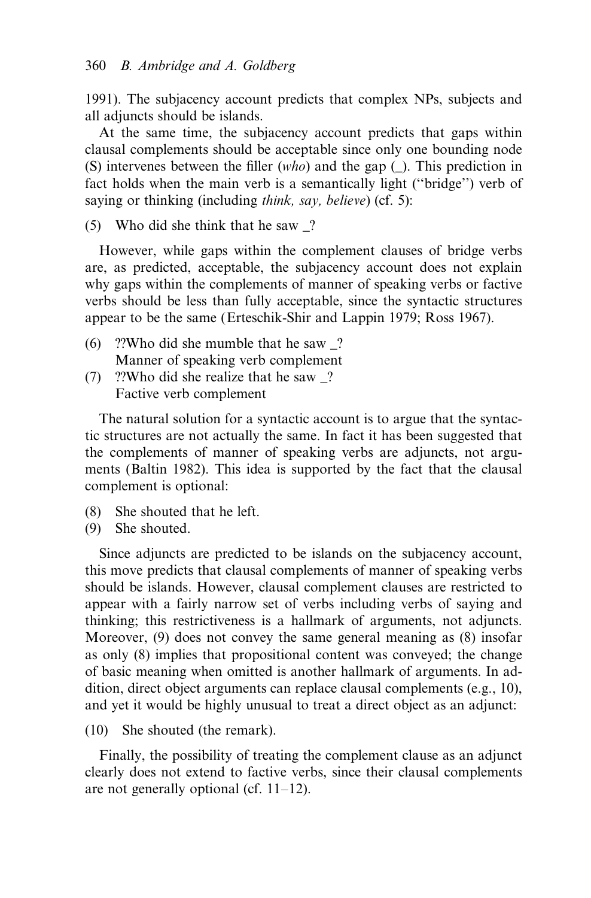1991). The subjacency account predicts that complex NPs, subjects and all adjuncts should be islands.

At the same time, the subjacency account predicts that gaps within clausal complements should be acceptable since only one bounding node (S) intervenes between the filler (*who*) and the gap (_). This prediction in fact holds when the main verb is a semantically light ("bridge") verb of saying or thinking (including *think, say, believe*) (cf. 5):

(5) Who did she think that he saw _?

However, while gaps within the complement clauses of bridge verbs are, as predicted, acceptable, the subjacency account does not explain why gaps within the complements of manner of speaking verbs or factive verbs should be less than fully acceptable, since the syntactic structures appear to be the same (Erteschik-Shir and Lappin 1979; Ross 1967).

(6) ??Who did she mumble that he saw _?
Manner of speaking verb complement

(7) ??Who did she realize that he saw _?
Factive verb complement

The natural solution for a syntactic account is to argue that the syntactic structures are not actually the same. In fact it has been suggested that the complements of manner of speaking verbs are adjuncts, not arguments (Baltin 1982). This idea is supported by the fact that the clausal complement is optional:

(8) She shouted that he left.

(9) She shouted.

Since adjuncts are predicted to be islands on the subjacency account, this move predicts that clausal complements of manner of speaking verbs should be islands. However, clausal complement clauses are restricted to appear with a fairly narrow set of verbs including verbs of saying and thinking; this restrictiveness is a hallmark of arguments, not adjuncts. Moreover, (9) does not convey the same general meaning as (8) insofar as only (8) implies that propositional content was conveyed; the change of basic meaning when omitted is another hallmark of arguments. In addition, direct object arguments can replace clausal complements (e.g., 10), and yet it would be highly unusual to treat a direct object as an adjunct:

(10) She shouted (the remark).

Finally, the possibility of treating the complement clause as an adjunct clearly does not extend to factive verbs, since their clausal complements are not generally optional (cf. 11–12).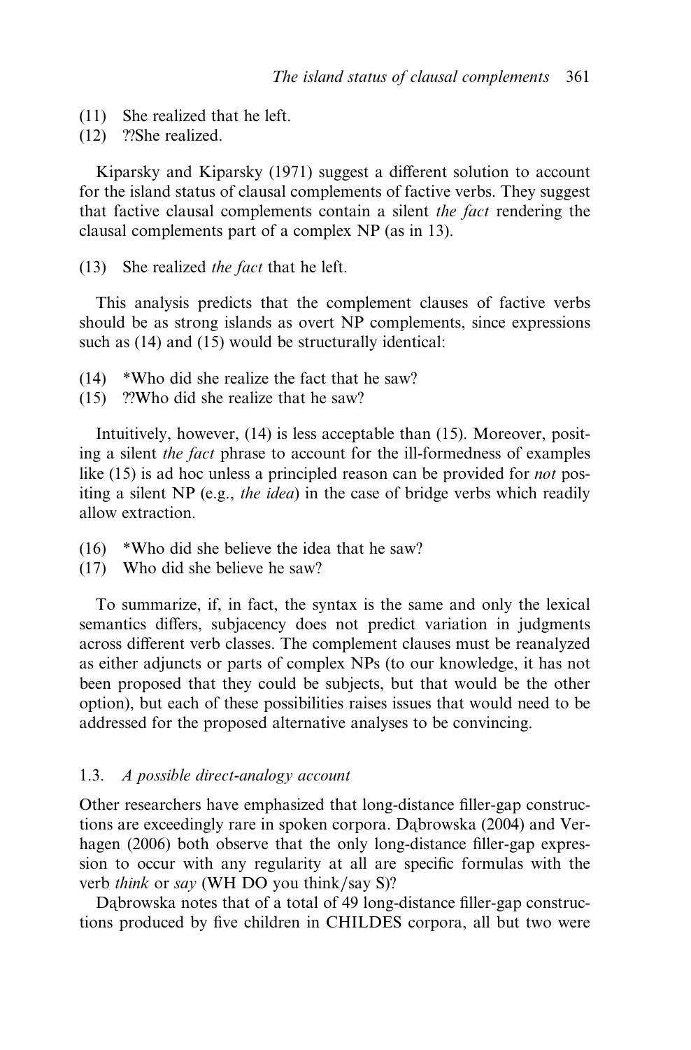(11) She realized that he left.
(12) ??She realized.

Kiparsky and Kiparsky (1971) suggest a different solution to account for the island status of clausal complements of factive verbs. They suggest that factive clausal complements contain a silent *the fact* rendering the clausal complements part of a complex NP (as in 13).

(13) She realized *the fact* that he left.

This analysis predicts that the complement clauses of factive verbs should be as strong islands as overt NP complements, since expressions such as (14) and (15) would be structurally identical:

(14) *Who did she realize the fact that he saw?
(15) ??Who did she realize that he saw?

Intuitively, however, (14) is less acceptable than (15). Moreover, positing a silent *the fact* phrase to account for the ill-formedness of examples like (15) is ad hoc unless a principled reason can be provided for *not* positing a silent NP (e.g., *the idea*) in the case of bridge verbs which readily allow extraction.

(16) *Who did she believe the idea that he saw?
(17) Who did she believe he saw?

To summarize, if, in fact, the syntax is the same and only the lexical semantics differs, subjacency does not predict variation in judgments across different verb classes. The complement clauses must be reanalyzed as either adjuncts or parts of complex NPs (to our knowledge, it has not been proposed that they could be subjects, but that would be the other option), but each of these possibilities raises issues that would need to be addressed for the proposed alternative analyses to be convincing.

### 1.3. *A possible direct-analogy account*

Other researchers have emphasized that long-distance filler-gap constructions are exceedingly rare in spoken corpora. Dąbrowska (2004) and Verhagen (2006) both observe that the only long-distance filler-gap expression to occur with any regularity at all are specific formulas with the verb *think* or *say* (WH DO you think/say S)?

Dąbrowska notes that of a total of 49 long-distance filler-gap constructions produced by five children in CHILDES corpora, all but two were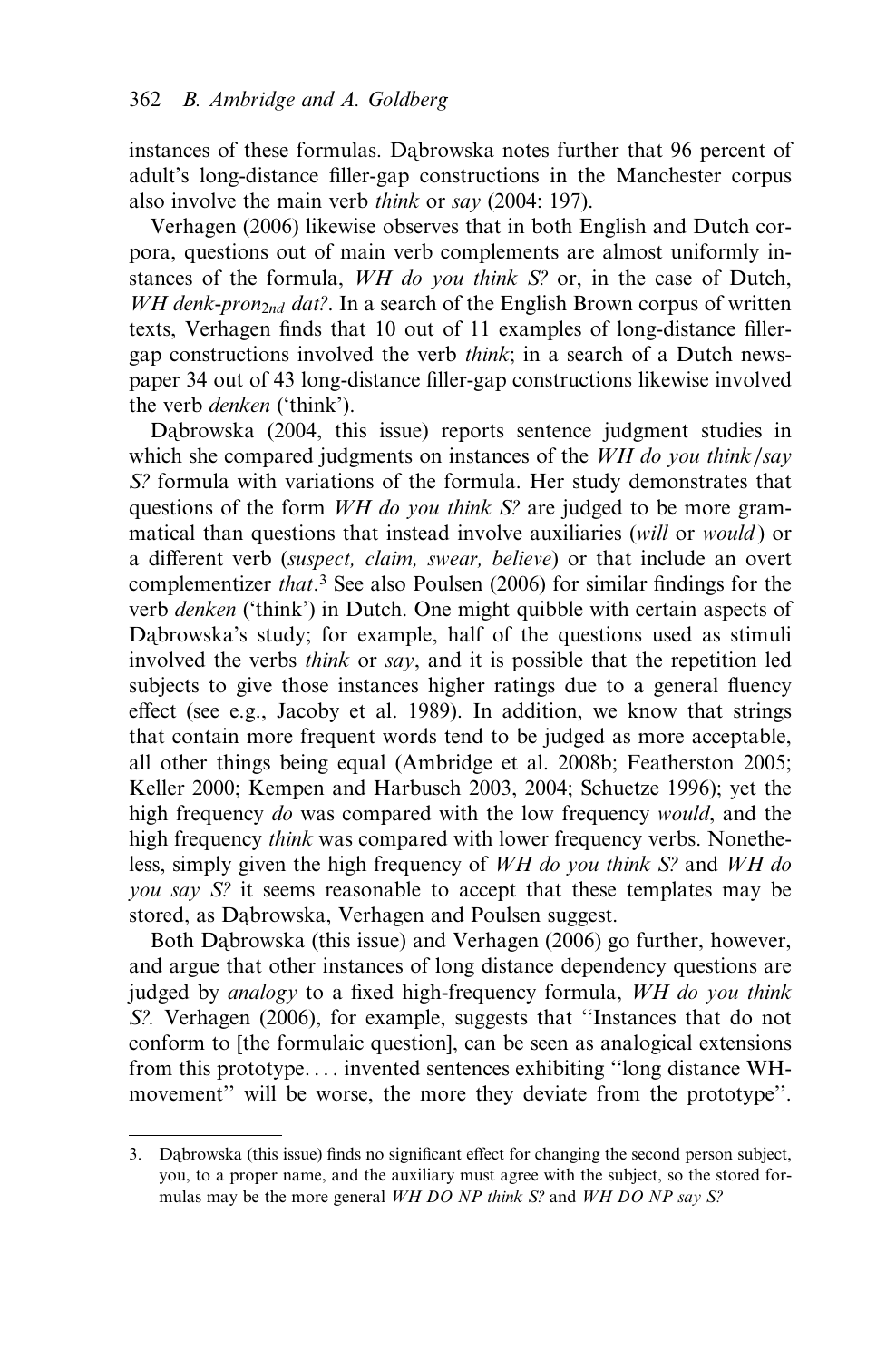instances of these formulas. Dąbrowska notes further that 96 percent of adult's long-distance filler-gap constructions in the Manchester corpus also involve the main verb *think* or *say* (2004: 197).

Verhagen (2006) likewise observes that in both English and Dutch corpora, questions out of main verb complements are almost uniformly instances of the formula, *WH do you think S?* or, in the case of Dutch, *WH denk-pron$_{2nd}$ dat?*. In a search of the English Brown corpus of written texts, Verhagen finds that 10 out of 11 examples of long-distance filler-gap constructions involved the verb *think*; in a search of a Dutch newspaper 34 out of 43 long-distance filler-gap constructions likewise involved the verb *denken* ('think').

Dąbrowska (2004, this issue) reports sentence judgment studies in which she compared judgments on instances of the *WH do you think/say S?* formula with variations of the formula. Her study demonstrates that questions of the form *WH do you think S?* are judged to be more grammatical than questions that instead involve auxiliaries (*will* or *would*) or a different verb (*suspect, claim, swear, believe*) or that include an overt complementizer *that*.[3] See also Poulsen (2006) for similar findings for the verb *denken* ('think') in Dutch. One might quibble with certain aspects of Dąbrowska's study; for example, half of the questions used as stimuli involved the verbs *think* or *say*, and it is possible that the repetition led subjects to give those instances higher ratings due to a general fluency effect (see e.g., Jacoby et al. 1989). In addition, we know that strings that contain more frequent words tend to be judged as more acceptable, all other things being equal (Ambridge et al. 2008b; Featherston 2005; Keller 2000; Kempen and Harbusch 2003, 2004; Schuetze 1996); yet the high frequency *do* was compared with the low frequency *would*, and the high frequency *think* was compared with lower frequency verbs. Nonetheless, simply given the high frequency of *WH do you think S?* and *WH do you say S?* it seems reasonable to accept that these templates may be stored, as Dąbrowska, Verhagen and Poulsen suggest.

Both Dąbrowska (this issue) and Verhagen (2006) go further, however, and argue that other instances of long distance dependency questions are judged by *analogy* to a fixed high-frequency formula, *WH do you think S?*. Verhagen (2006), for example, suggests that "Instances that do not conform to [the formulaic question], can be seen as analogical extensions from this prototype.... invented sentences exhibiting "long distance WH-movement" will be worse, the more they deviate from the prototype".

---

3. Dąbrowska (this issue) finds no significant effect for changing the second person subject, you, to a proper name, and the auxiliary must agree with the subject, so the stored formulas may be the more general *WH DO NP think S?* and *WH DO NP say S?*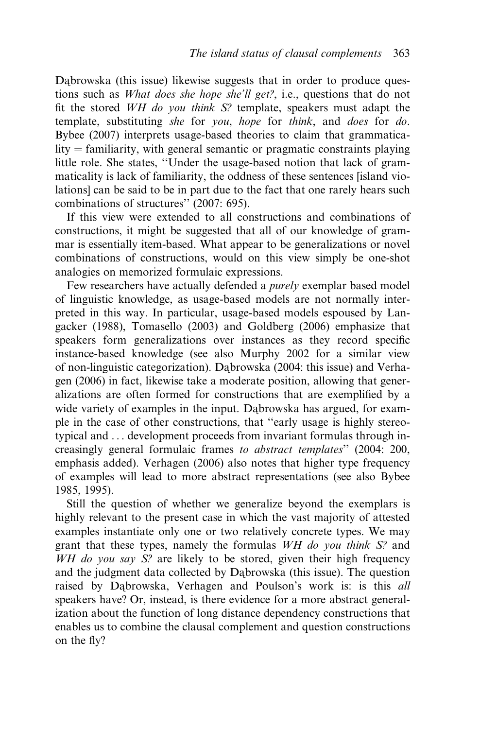Dąbrowska (this issue) likewise suggests that in order to produce questions such as *What does she hope she'll get?*, i.e., questions that do not fit the stored *WH do you think S?* template, speakers must adapt the template, substituting *she* for *you*, *hope* for *think*, and *does* for *do*. Bybee (2007) interprets usage-based theories to claim that grammaticality = familiarity, with general semantic or pragmatic constraints playing little role. She states, ''Under the usage-based notion that lack of grammaticality is lack of familiarity, the oddness of these sentences [island violations] can be said to be in part due to the fact that one rarely hears such combinations of structures'' (2007: 695).

If this view were extended to all constructions and combinations of constructions, it might be suggested that all of our knowledge of grammar is essentially item-based. What appear to be generalizations or novel combinations of constructions, would on this view simply be one-shot analogies on memorized formulaic expressions.

Few researchers have actually defended a *purely* exemplar based model of linguistic knowledge, as usage-based models are not normally interpreted in this way. In particular, usage-based models espoused by Langacker (1988), Tomasello (2003) and Goldberg (2006) emphasize that speakers form generalizations over instances as they record specific instance-based knowledge (see also Murphy 2002 for a similar view of non-linguistic categorization). Dąbrowska (2004: this issue) and Verhagen (2006) in fact, likewise take a moderate position, allowing that generalizations are often formed for constructions that are exemplified by a wide variety of examples in the input. Dąbrowska has argued, for example in the case of other constructions, that ''early usage is highly stereotypical and . . . development proceeds from invariant formulas through increasingly general formulaic frames *to abstract templates*'' (2004: 200, emphasis added). Verhagen (2006) also notes that higher type frequency of examples will lead to more abstract representations (see also Bybee 1985, 1995).

Still the question of whether we generalize beyond the exemplars is highly relevant to the present case in which the vast majority of attested examples instantiate only one or two relatively concrete types. We may grant that these types, namely the formulas *WH do you think S?* and *WH do you say S?* are likely to be stored, given their high frequency and the judgment data collected by Dąbrowska (this issue). The question raised by Dąbrowska, Verhagen and Poulson's work is: is this *all* speakers have? Or, instead, is there evidence for a more abstract generalization about the function of long distance dependency constructions that enables us to combine the clausal complement and question constructions on the fly?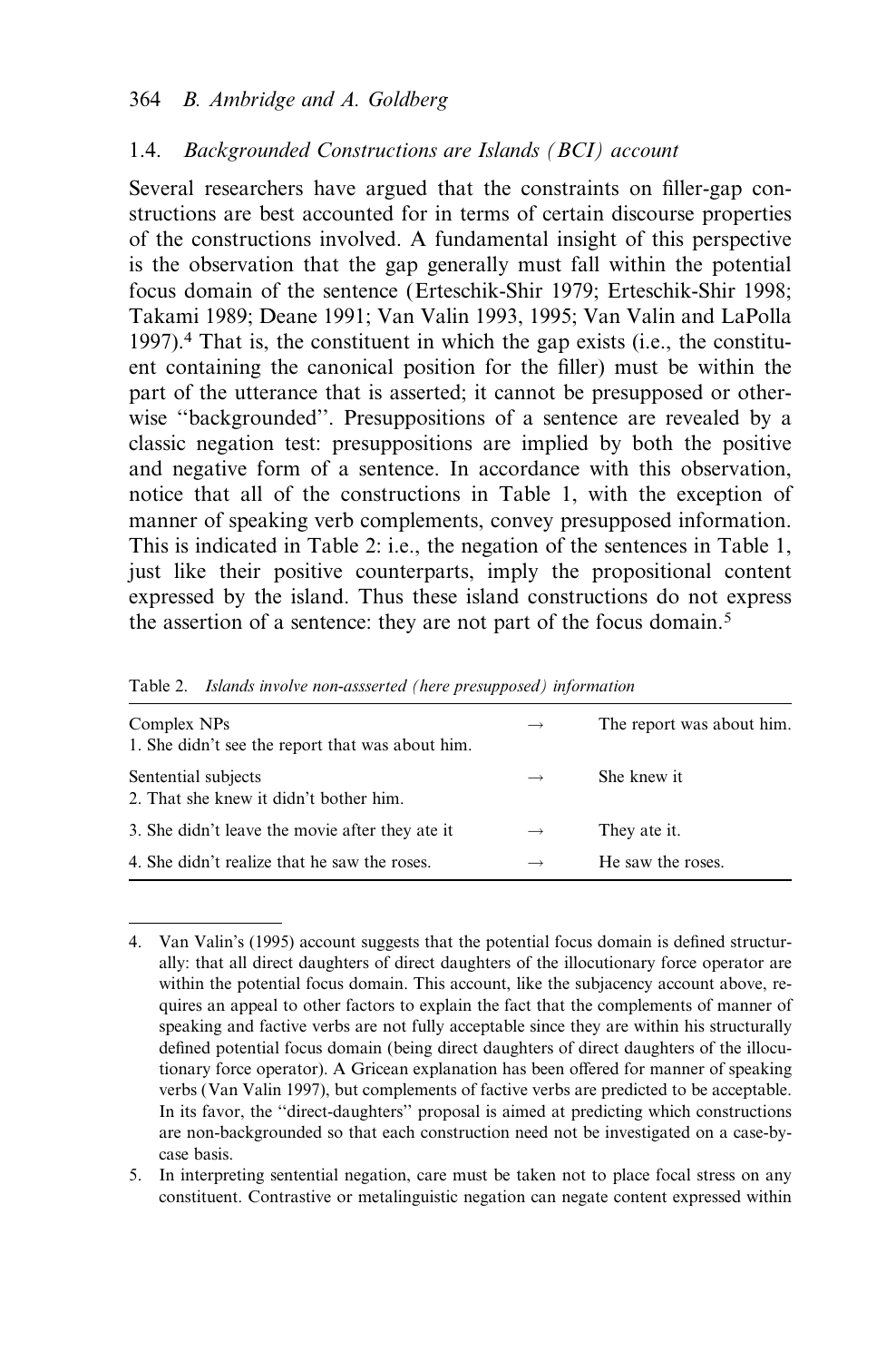### 1.4. *Backgrounded Constructions are Islands (BCI) account*

Several researchers have argued that the constraints on filler-gap constructions are best accounted for in terms of certain discourse properties of the constructions involved. A fundamental insight of this perspective is the observation that the gap generally must fall within the potential focus domain of the sentence (Erteschik-Shir 1979; Erteschik-Shir 1998; Takami 1989; Deane 1991; Van Valin 1993, 1995; Van Valin and LaPolla 1997).[4] That is, the constituent in which the gap exists (i.e., the constituent containing the canonical position for the filler) must be within the part of the utterance that is asserted; it cannot be presupposed or otherwise ''backgrounded''. Presuppositions of a sentence are revealed by a classic negation test: presuppositions are implied by both the positive and negative form of a sentence. In accordance with this observation, notice that all of the constructions in Table 1, with the exception of manner of speaking verb complements, convey presupposed information. This is indicated in Table 2: i.e., the negation of the sentences in Table 1, just like their positive counterparts, imply the propositional content expressed by the island. Thus these island constructions do not express the assertion of a sentence: they are not part of the focus domain.[5]

Table 2. *Islands involve non-assserted (here presupposed) information*

| | | |
|---|---|---|
| Complex NPs<br>1. She didn't see the report that was about him. | → | The report was about him. |
| Sentential subjects<br>2. That she knew it didn't bother him. | → | She knew it |
| 3. She didn't leave the movie after they ate it | → | They ate it. |
| 4. She didn't realize that he saw the roses. | → | He saw the roses. |

4. Van Valin's (1995) account suggests that the potential focus domain is defined structurally: that all direct daughters of direct daughters of the illocutionary force operator are within the potential focus domain. This account, like the subjacency account above, requires an appeal to other factors to explain the fact that the complements of manner of speaking and factive verbs are not fully acceptable since they are within his structurally defined potential focus domain (being direct daughters of direct daughters of the illocutionary force operator). A Gricean explanation has been offered for manner of speaking verbs (Van Valin 1997), but complements of factive verbs are predicted to be acceptable. In its favor, the ''direct-daughters'' proposal is aimed at predicting which constructions are non-backgrounded so that each construction need not be investigated on a case-by-case basis.

5. In interpreting sentential negation, care must be taken not to place focal stress on any constituent. Contrastive or metalinguistic negation can negate content expressed within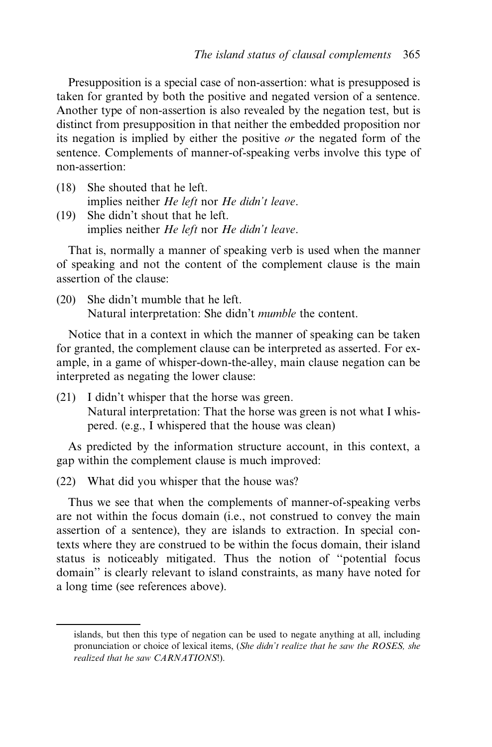Presupposition is a special case of non-assertion: what is presupposed is taken for granted by both the positive and negated version of a sentence. Another type of non-assertion is also revealed by the negation test, but is distinct from presupposition in that neither the embedded proposition nor its negation is implied by either the positive *or* the negated form of the sentence. Complements of manner-of-speaking verbs involve this type of non-assertion:

(18) She shouted that he left.
 implies neither *He left* nor *He didn't leave*.

(19) She didn't shout that he left.
 implies neither *He left* nor *He didn't leave*.

That is, normally a manner of speaking verb is used when the manner of speaking and not the content of the complement clause is the main assertion of the clause:

(20) She didn't mumble that he left.
 Natural interpretation: She didn't *mumble* the content.

Notice that in a context in which the manner of speaking can be taken for granted, the complement clause can be interpreted as asserted. For example, in a game of whisper-down-the-alley, main clause negation can be interpreted as negating the lower clause:

(21) I didn't whisper that the horse was green.
 Natural interpretation: That the horse was green is not what I whispered. (e.g., I whispered that the house was clean)

As predicted by the information structure account, in this context, a gap within the complement clause is much improved:

(22) What did you whisper that the house was?

Thus we see that when the complements of manner-of-speaking verbs are not within the focus domain (i.e., not construed to convey the main assertion of a sentence), they are islands to extraction. In special contexts where they are construed to be within the focus domain, their island status is noticeably mitigated. Thus the notion of "potential focus domain" is clearly relevant to island constraints, as many have noted for a long time (see references above).

---

islands, but then this type of negation can be used to negate anything at all, including pronunciation or choice of lexical items, (*She didn't realize that he saw the ROSES, she realized that he saw CARNATIONS!*).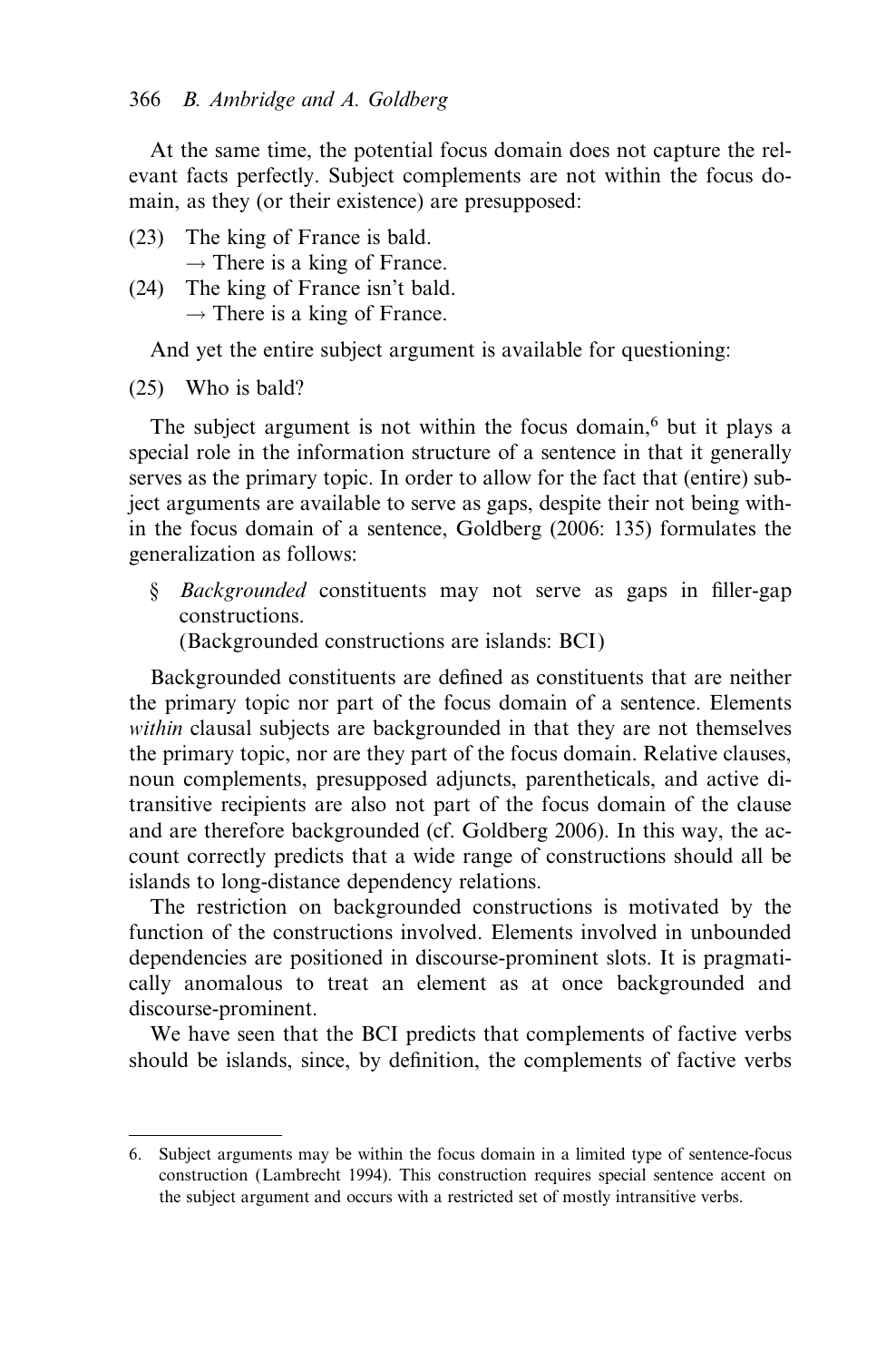At the same time, the potential focus domain does not capture the relevant facts perfectly. Subject complements are not within the focus domain, as they (or their existence) are presupposed:

(23) The king of France is bald.
  → There is a king of France.

(24) The king of France isn't bald.
  → There is a king of France.

And yet the entire subject argument is available for questioning:

(25) Who is bald?

The subject argument is not within the focus domain,[6] but it plays a special role in the information structure of a sentence in that it generally serves as the primary topic. In order to allow for the fact that (entire) subject arguments are available to serve as gaps, despite their not being within the focus domain of a sentence, Goldberg (2006: 135) formulates the generalization as follows:

§ *Backgrounded* constituents may not serve as gaps in filler-gap constructions.
(Backgrounded constructions are islands: BCI)

Backgrounded constituents are defined as constituents that are neither the primary topic nor part of the focus domain of a sentence. Elements *within* clausal subjects are backgrounded in that they are not themselves the primary topic, nor are they part of the focus domain. Relative clauses, noun complements, presupposed adjuncts, parentheticals, and active ditransitive recipients are also not part of the focus domain of the clause and are therefore backgrounded (cf. Goldberg 2006). In this way, the account correctly predicts that a wide range of constructions should all be islands to long-distance dependency relations.

The restriction on backgrounded constructions is motivated by the function of the constructions involved. Elements involved in unbounded dependencies are positioned in discourse-prominent slots. It is pragmatically anomalous to treat an element as at once backgrounded and discourse-prominent.

We have seen that the BCI predicts that complements of factive verbs should be islands, since, by definition, the complements of factive verbs

---

6. Subject arguments may be within the focus domain in a limited type of sentence-focus construction (Lambrecht 1994). This construction requires special sentence accent on the subject argument and occurs with a restricted set of mostly intransitive verbs.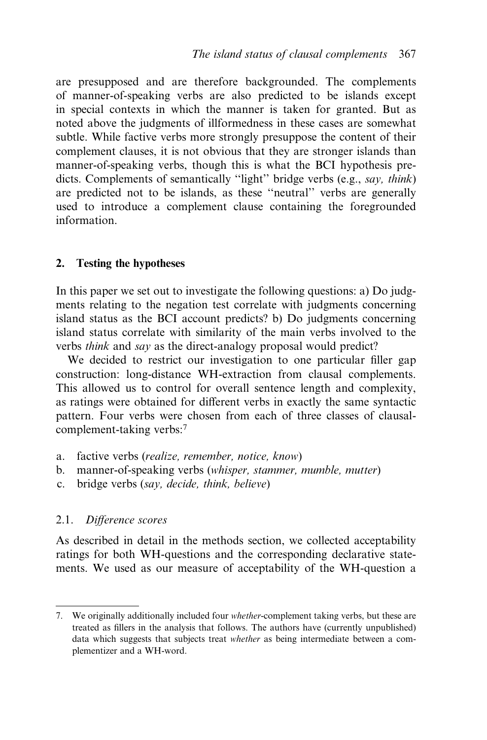are presupposed and are therefore backgrounded. The complements of manner-of-speaking verbs are also predicted to be islands except in special contexts in which the manner is taken for granted. But as noted above the judgments of illformedness in these cases are somewhat subtle. While factive verbs more strongly presuppose the content of their complement clauses, it is not obvious that they are stronger islands than manner-of-speaking verbs, though this is what the BCI hypothesis predicts. Complements of semantically "light" bridge verbs (e.g., *say, think*) are predicted not to be islands, as these "neutral" verbs are generally used to introduce a complement clause containing the foregrounded information.

## 2. Testing the hypotheses

In this paper we set out to investigate the following questions: a) Do judgments relating to the negation test correlate with judgments concerning island status as the BCI account predicts? b) Do judgments concerning island status correlate with similarity of the main verbs involved to the verbs *think* and *say* as the direct-analogy proposal would predict?

We decided to restrict our investigation to one particular filler gap construction: long-distance WH-extraction from clausal complements. This allowed us to control for overall sentence length and complexity, as ratings were obtained for different verbs in exactly the same syntactic pattern. Four verbs were chosen from each of three classes of clausal-complement-taking verbs:[7]

a. factive verbs (*realize, remember, notice, know*)
b. manner-of-speaking verbs (*whisper, stammer, mumble, mutter*)
c. bridge verbs (*say, decide, think, believe*)

### 2.1. *Difference scores*

As described in detail in the methods section, we collected acceptability ratings for both WH-questions and the corresponding declarative statements. We used as our measure of acceptability of the WH-question a

7. We originally additionally included four *whether*-complement taking verbs, but these are treated as fillers in the analysis that follows. The authors have (currently unpublished) data which suggests that subjects treat *whether* as being intermediate between a complementizer and a WH-word.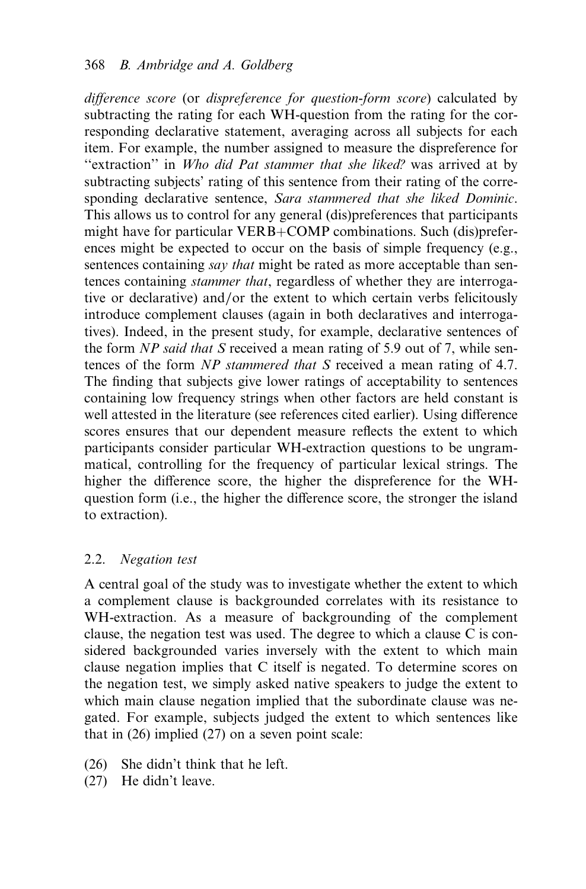*difference score* (or *dispreference for question-form score*) calculated by subtracting the rating for each WH-question from the rating for the corresponding declarative statement, averaging across all subjects for each item. For example, the number assigned to measure the dispreference for ''extraction'' in *Who did Pat stammer that she liked?* was arrived at by subtracting subjects' rating of this sentence from their rating of the corresponding declarative sentence, *Sara stammered that she liked Dominic*. This allows us to control for any general (dis)preferences that participants might have for particular VERB+COMP combinations. Such (dis)preferences might be expected to occur on the basis of simple frequency (e.g., sentences containing *say that* might be rated as more acceptable than sentences containing *stammer that*, regardless of whether they are interrogative or declarative) and/or the extent to which certain verbs felicitously introduce complement clauses (again in both declaratives and interrogatives). Indeed, in the present study, for example, declarative sentences of the form *NP said that S* received a mean rating of 5.9 out of 7, while sentences of the form *NP stammered that S* received a mean rating of 4.7. The finding that subjects give lower ratings of acceptability to sentences containing low frequency strings when other factors are held constant is well attested in the literature (see references cited earlier). Using difference scores ensures that our dependent measure reflects the extent to which participants consider particular WH-extraction questions to be ungrammatical, controlling for the frequency of particular lexical strings. The higher the difference score, the higher the dispreference for the WH-question form (i.e., the higher the difference score, the stronger the island to extraction).

### 2.2. *Negation test*

A central goal of the study was to investigate whether the extent to which a complement clause is backgrounded correlates with its resistance to WH-extraction. As a measure of backgrounding of the complement clause, the negation test was used. The degree to which a clause C is considered backgrounded varies inversely with the extent to which main clause negation implies that C itself is negated. To determine scores on the negation test, we simply asked native speakers to judge the extent to which main clause negation implied that the subordinate clause was negated. For example, subjects judged the extent to which sentences like that in (26) implied (27) on a seven point scale:

(26) She didn't think that he left.
(27) He didn't leave.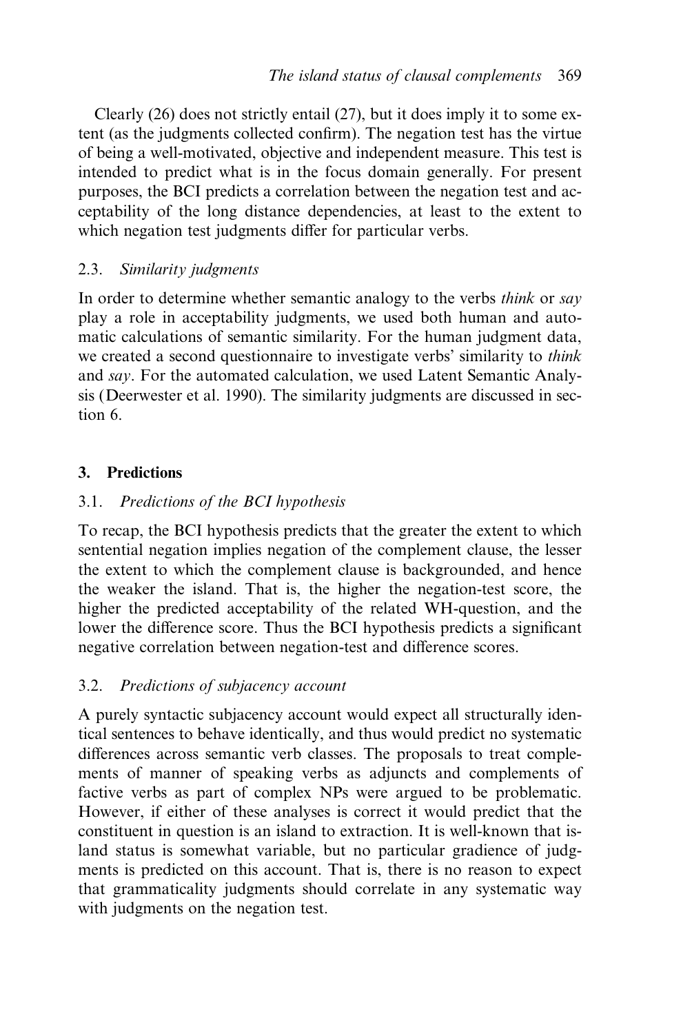Clearly (26) does not strictly entail (27), but it does imply it to some extent (as the judgments collected confirm). The negation test has the virtue of being a well-motivated, objective and independent measure. This test is intended to predict what is in the focus domain generally. For present purposes, the BCI predicts a correlation between the negation test and acceptability of the long distance dependencies, at least to the extent to which negation test judgments differ for particular verbs.

### 2.3. *Similarity judgments*

In order to determine whether semantic analogy to the verbs *think* or *say* play a role in acceptability judgments, we used both human and automatic calculations of semantic similarity. For the human judgment data, we created a second questionnaire to investigate verbs' similarity to *think* and *say*. For the automated calculation, we used Latent Semantic Analysis (Deerwester et al. 1990). The similarity judgments are discussed in section 6.

## 3. Predictions

### 3.1. *Predictions of the BCI hypothesis*

To recap, the BCI hypothesis predicts that the greater the extent to which sentential negation implies negation of the complement clause, the lesser the extent to which the complement clause is backgrounded, and hence the weaker the island. That is, the higher the negation-test score, the higher the predicted acceptability of the related WH-question, and the lower the difference score. Thus the BCI hypothesis predicts a significant negative correlation between negation-test and difference scores.

### 3.2. *Predictions of subjacency account*

A purely syntactic subjacency account would expect all structurally identical sentences to behave identically, and thus would predict no systematic differences across semantic verb classes. The proposals to treat complements of manner of speaking verbs as adjuncts and complements of factive verbs as part of complex NPs were argued to be problematic. However, if either of these analyses is correct it would predict that the constituent in question is an island to extraction. It is well-known that island status is somewhat variable, but no particular gradience of judgments is predicted on this account. That is, there is no reason to expect that grammaticality judgments should correlate in any systematic way with judgments on the negation test.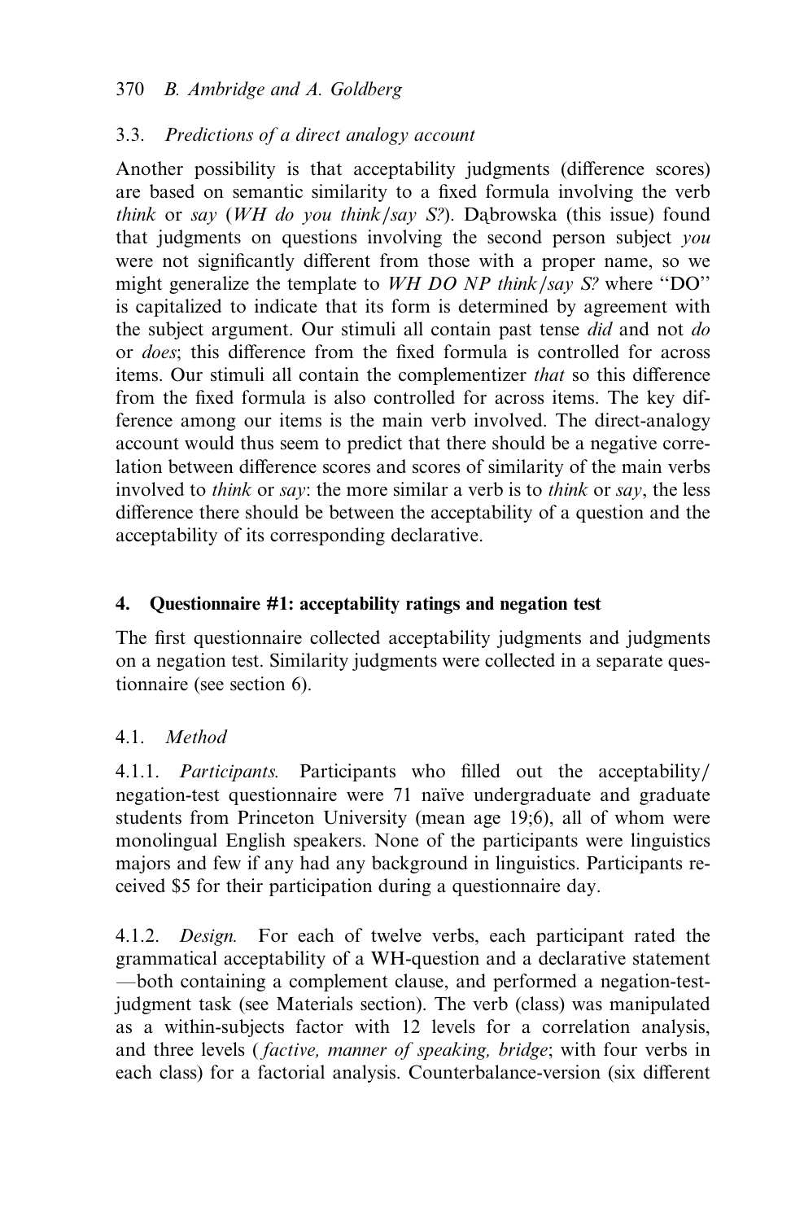### 3.3. *Predictions of a direct analogy account*

Another possibility is that acceptability judgments (difference scores) are based on semantic similarity to a fixed formula involving the verb *think* or *say* (*WH do you think/say S?*). Dąbrowska (this issue) found that judgments on questions involving the second person subject *you* were not significantly different from those with a proper name, so we might generalize the template to *WH DO NP think/say S?* where "DO" is capitalized to indicate that its form is determined by agreement with the subject argument. Our stimuli all contain past tense *did* and not *do* or *does*; this difference from the fixed formula is controlled for across items. Our stimuli all contain the complementizer *that* so this difference from the fixed formula is also controlled for across items. The key difference among our items is the main verb involved. The direct-analogy account would thus seem to predict that there should be a negative correlation between difference scores and scores of similarity of the main verbs involved to *think* or *say*: the more similar a verb is to *think* or *say*, the less difference there should be between the acceptability of a question and the acceptability of its corresponding declarative.

## 4. Questionnaire #1: acceptability ratings and negation test

The first questionnaire collected acceptability judgments and judgments on a negation test. Similarity judgments were collected in a separate questionnaire (see section 6).

### 4.1. *Method*

4.1.1. *Participants.* Participants who filled out the acceptability/negation-test questionnaire were 71 naïve undergraduate and graduate students from Princeton University (mean age 19;6), all of whom were monolingual English speakers. None of the participants were linguistics majors and few if any had any background in linguistics. Participants received \$5 for their participation during a questionnaire day.

4.1.2. *Design.* For each of twelve verbs, each participant rated the grammatical acceptability of a WH-question and a declarative statement —both containing a complement clause, and performed a negation-test-judgment task (see Materials section). The verb (class) was manipulated as a within-subjects factor with 12 levels for a correlation analysis, and three levels (*factive, manner of speaking, bridge*; with four verbs in each class) for a factorial analysis. Counterbalance-version (six different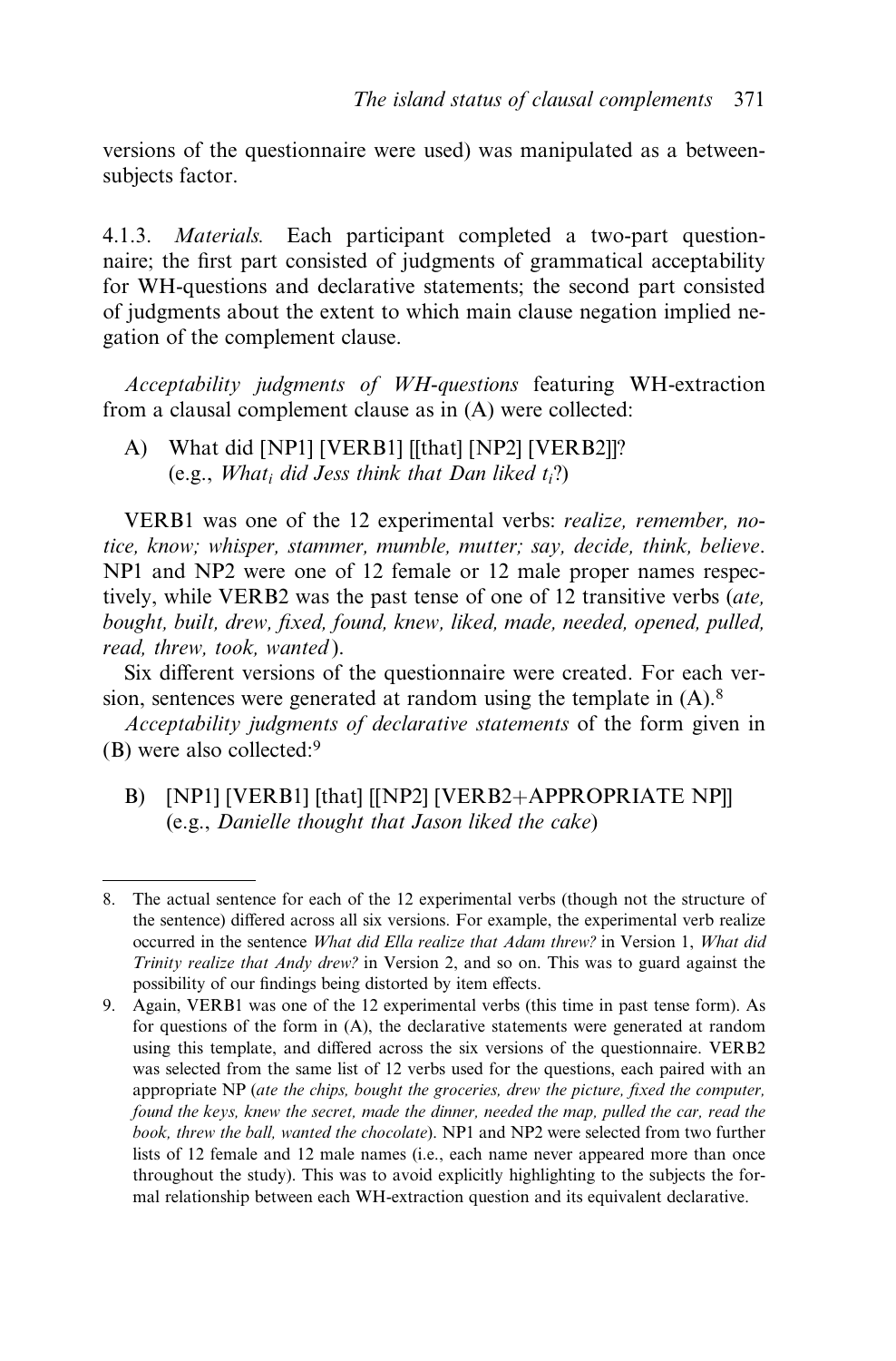versions of the questionnaire were used) was manipulated as a between-subjects factor.

4.1.3. *Materials.* Each participant completed a two-part questionnaire; the first part consisted of judgments of grammatical acceptability for WH-questions and declarative statements; the second part consisted of judgments about the extent to which main clause negation implied negation of the complement clause.

*Acceptability judgments of WH-questions* featuring WH-extraction from a clausal complement clause as in (A) were collected:

A) What did [NP1] [VERB1] [[that] [NP2] [VERB2]]?
(e.g., *What$_i$ did Jess think that Dan liked $t_i$?*)

VERB1 was one of the 12 experimental verbs: *realize, remember, notice, know; whisper, stammer, mumble, mutter; say, decide, think, believe*. NP1 and NP2 were one of 12 female or 12 male proper names respectively, while VERB2 was the past tense of one of 12 transitive verbs (*ate, bought, built, drew, fixed, found, knew, liked, made, needed, opened, pulled, read, threw, took, wanted*).

Six different versions of the questionnaire were created. For each version, sentences were generated at random using the template in (A).[8]

*Acceptability judgments of declarative statements* of the form given in (B) were also collected:[9]

B) [NP1] [VERB1] [that] [[NP2] [VERB2+APPROPRIATE NP]]
(e.g., *Danielle thought that Jason liked the cake*)

---

8. The actual sentence for each of the 12 experimental verbs (though not the structure of the sentence) differed across all six versions. For example, the experimental verb realize occurred in the sentence *What did Ella realize that Adam threw?* in Version 1, *What did Trinity realize that Andy drew?* in Version 2, and so on. This was to guard against the possibility of our findings being distorted by item effects.

9. Again, VERB1 was one of the 12 experimental verbs (this time in past tense form). As for questions of the form in (A), the declarative statements were generated at random using this template, and differed across the six versions of the questionnaire. VERB2 was selected from the same list of 12 verbs used for the questions, each paired with an appropriate NP (*ate the chips, bought the groceries, drew the picture, fixed the computer, found the keys, knew the secret, made the dinner, needed the map, pulled the car, read the book, threw the ball, wanted the chocolate*). NP1 and NP2 were selected from two further lists of 12 female and 12 male names (i.e., each name never appeared more than once throughout the study). This was to avoid explicitly highlighting to the subjects the formal relationship between each WH-extraction question and its equivalent declarative.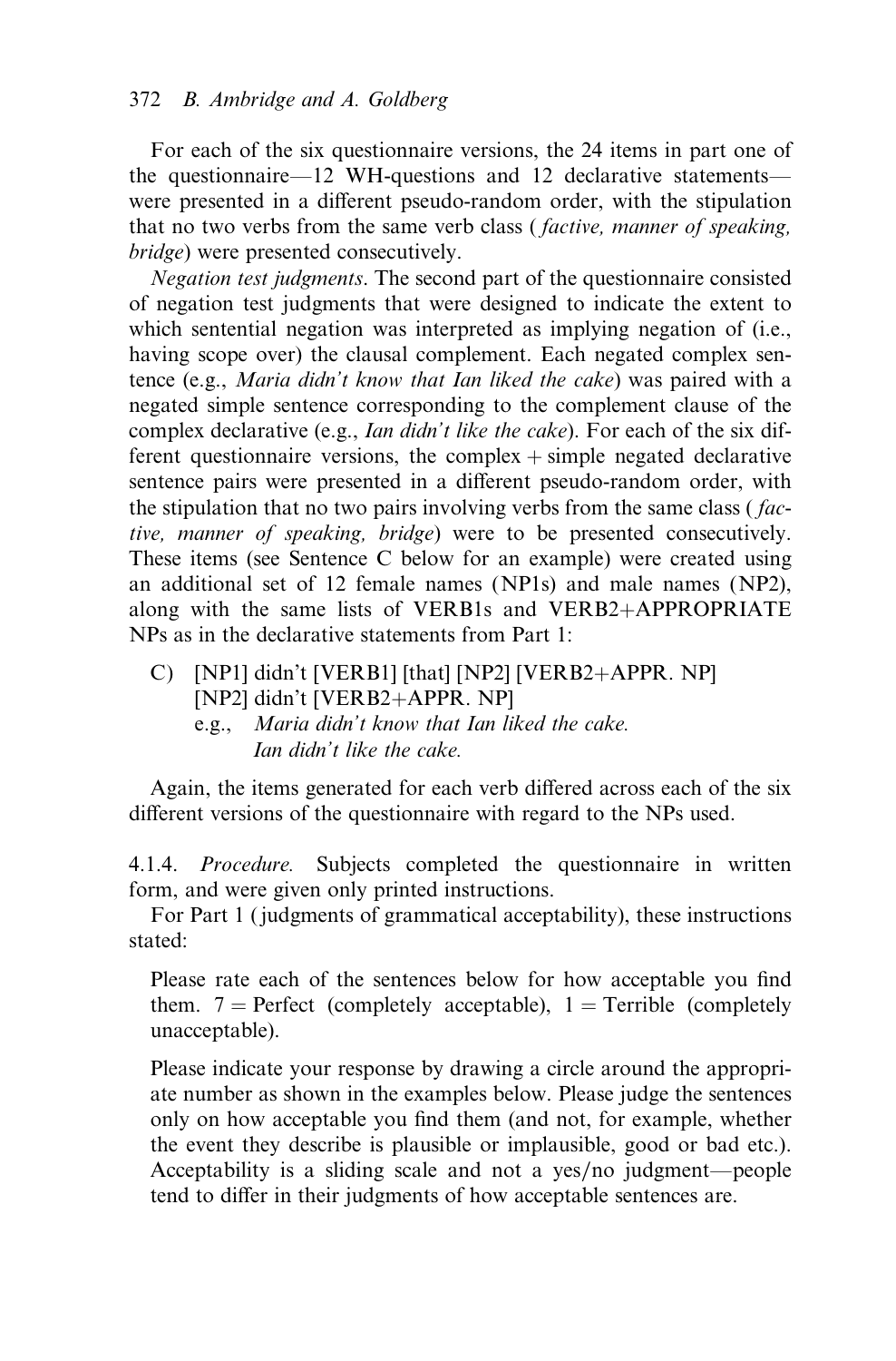For each of the six questionnaire versions, the 24 items in part one of the questionnaire—12 WH-questions and 12 declarative statements—were presented in a different pseudo-random order, with the stipulation that no two verbs from the same verb class (*factive, manner of speaking, bridge*) were presented consecutively.

*Negation test judgments*. The second part of the questionnaire consisted of negation test judgments that were designed to indicate the extent to which sentential negation was interpreted as implying negation of (i.e., having scope over) the clausal complement. Each negated complex sentence (e.g., *Maria didn't know that Ian liked the cake*) was paired with a negated simple sentence corresponding to the complement clause of the complex declarative (e.g., *Ian didn't like the cake*). For each of the six different questionnaire versions, the complex + simple negated declarative sentence pairs were presented in a different pseudo-random order, with the stipulation that no two pairs involving verbs from the same class (*factive, manner of speaking, bridge*) were to be presented consecutively. These items (see Sentence C below for an example) were created using an additional set of 12 female names (NP1s) and male names (NP2), along with the same lists of VERB1s and VERB2+APPROPRIATE NPs as in the declarative statements from Part 1:

C) [NP1] didn't [VERB1] [that] [NP2] [VERB2+APPR. NP]
   [NP2] didn't [VERB2+APPR. NP]
   e.g., *Maria didn't know that Ian liked the cake.*
   *Ian didn't like the cake.*

Again, the items generated for each verb differed across each of the six different versions of the questionnaire with regard to the NPs used.

4.1.4. *Procedure.* Subjects completed the questionnaire in written form, and were given only printed instructions.

For Part 1 (judgments of grammatical acceptability), these instructions stated:

> Please rate each of the sentences below for how acceptable you find them. 7 = Perfect (completely acceptable), 1 = Terrible (completely unacceptable).
>
> Please indicate your response by drawing a circle around the appropriate number as shown in the examples below. Please judge the sentences only on how acceptable you find them (and not, for example, whether the event they describe is plausible or implausible, good or bad etc.). Acceptability is a sliding scale and not a yes/no judgment—people tend to differ in their judgments of how acceptable sentences are.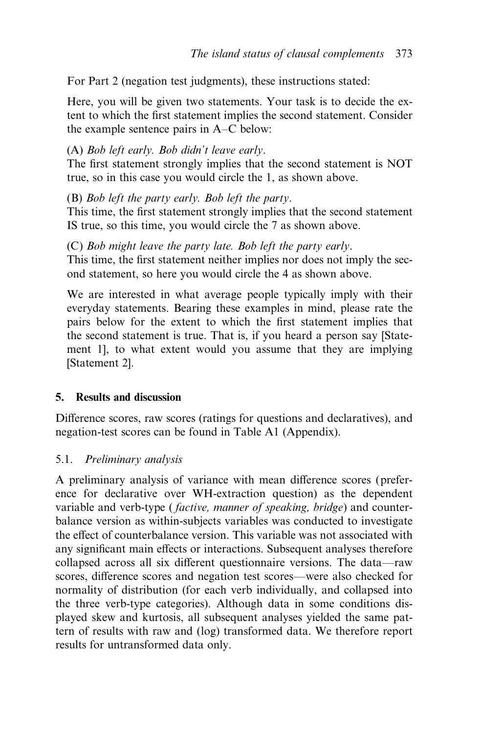For Part 2 (negation test judgments), these instructions stated:

Here, you will be given two statements. Your task is to decide the extent to which the first statement implies the second statement. Consider the example sentence pairs in A–C below:

(A) *Bob left early. Bob didn't leave early*.
The first statement strongly implies that the second statement is NOT true, so in this case you would circle the 1, as shown above.

(B) *Bob left the party early. Bob left the party*.
This time, the first statement strongly implies that the second statement IS true, so this time, you would circle the 7 as shown above.

(C) *Bob might leave the party late. Bob left the party early*.
This time, the first statement neither implies nor does not imply the second statement, so here you would circle the 4 as shown above.

We are interested in what average people typically imply with their everyday statements. Bearing these examples in mind, please rate the pairs below for the extent to which the first statement implies that the second statement is true. That is, if you heard a person say [Statement 1], to what extent would you assume that they are implying [Statement 2].

## 5. Results and discussion

Difference scores, raw scores (ratings for questions and declaratives), and negation-test scores can be found in Table A1 (Appendix).

### 5.1. *Preliminary analysis*

A preliminary analysis of variance with mean difference scores (preference for declarative over WH-extraction question) as the dependent variable and verb-type (*factive, manner of speaking, bridge*) and counterbalance version as within-subjects variables was conducted to investigate the effect of counterbalance version. This variable was not associated with any significant main effects or interactions. Subsequent analyses therefore collapsed across all six different questionnaire versions. The data—raw scores, difference scores and negation test scores—were also checked for normality of distribution (for each verb individually, and collapsed into the three verb-type categories). Although data in some conditions displayed skew and kurtosis, all subsequent analyses yielded the same pattern of results with raw and (log) transformed data. We therefore report results for untransformed data only.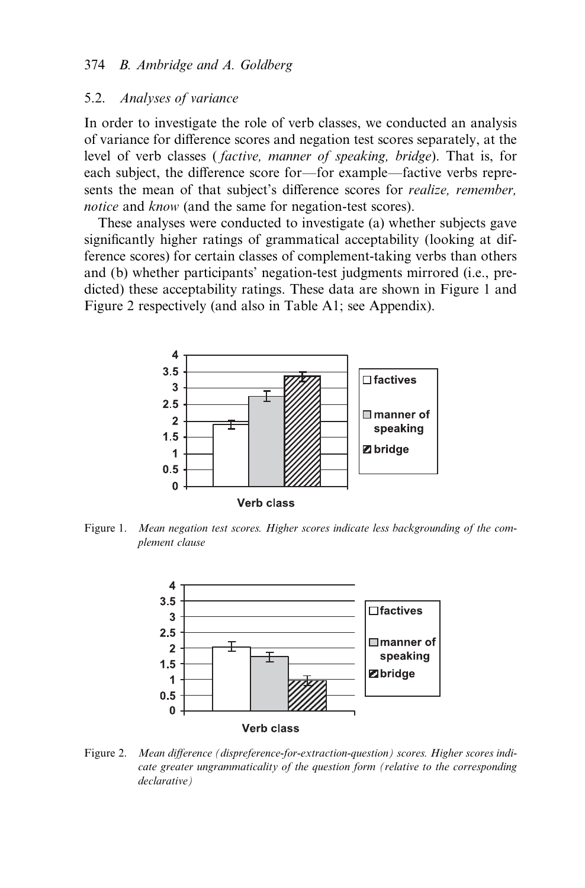### 5.2. *Analyses of variance*

In order to investigate the role of verb classes, we conducted an analysis of variance for difference scores and negation test scores separately, at the level of verb classes (*factive, manner of speaking, bridge*). That is, for each subject, the difference score for—for example—factive verbs represents the mean of that subject's difference scores for *realize, remember, notice* and *know* (and the same for negation-test scores).

These analyses were conducted to investigate (a) whether subjects gave significantly higher ratings of grammatical acceptability (looking at difference scores) for certain classes of complement-taking verbs than others and (b) whether participants' negation-test judgments mirrored (i.e., predicted) these acceptability ratings. These data are shown in Figure 1 and Figure 2 respectively (and also in Table A1; see Appendix).

Figure 1. *Mean negation test scores. Higher scores indicate less backgrounding of the complement clause*

Figure 2. *Mean difference (dispreference-for-extraction-question) scores. Higher scores indicate greater ungrammaticality of the question form (relative to the corresponding declarative)*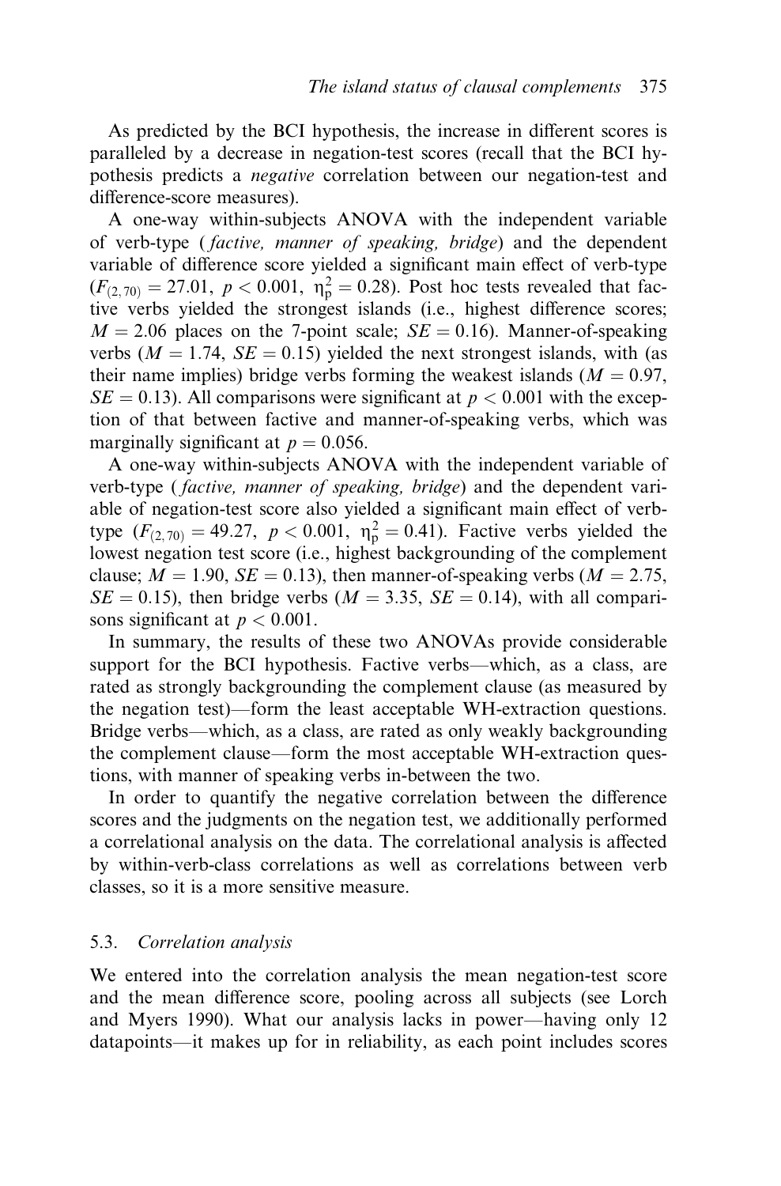As predicted by the BCI hypothesis, the increase in different scores is paralleled by a decrease in negation-test scores (recall that the BCI hypothesis predicts a *negative* correlation between our negation-test and difference-score measures).

A one-way within-subjects ANOVA with the independent variable of verb-type (*factive, manner of speaking, bridge*) and the dependent variable of difference score yielded a significant main effect of verb-type ($F_{(2,70)} = 27.01$, $p < 0.001$, $\eta_p^2 = 0.28$). Post hoc tests revealed that factive verbs yielded the strongest islands (i.e., highest difference scores; $M = 2.06$ places on the 7-point scale; $SE = 0.16$). Manner-of-speaking verbs ($M = 1.74$, $SE = 0.15$) yielded the next strongest islands, with (as their name implies) bridge verbs forming the weakest islands ($M = 0.97$, $SE = 0.13$). All comparisons were significant at $p < 0.001$ with the exception of that between factive and manner-of-speaking verbs, which was marginally significant at $p = 0.056$.

A one-way within-subjects ANOVA with the independent variable of verb-type (*factive, manner of speaking, bridge*) and the dependent variable of negation-test score also yielded a significant main effect of verb-type ($F_{(2,70)} = 49.27$, $p < 0.001$, $\eta_p^2 = 0.41$). Factive verbs yielded the lowest negation test score (i.e., highest backgrounding of the complement clause; $M = 1.90$, $SE = 0.13$), then manner-of-speaking verbs ($M = 2.75$, $SE = 0.15$), then bridge verbs ($M = 3.35$, $SE = 0.14$), with all comparisons significant at $p < 0.001$.

In summary, the results of these two ANOVAs provide considerable support for the BCI hypothesis. Factive verbs—which, as a class, are rated as strongly backgrounding the complement clause (as measured by the negation test)—form the least acceptable WH-extraction questions. Bridge verbs—which, as a class, are rated as only weakly backgrounding the complement clause—form the most acceptable WH-extraction questions, with manner of speaking verbs in-between the two.

In order to quantify the negative correlation between the difference scores and the judgments on the negation test, we additionally performed a correlational analysis on the data. The correlational analysis is affected by within-verb-class correlations as well as correlations between verb classes, so it is a more sensitive measure.

### 5.3. *Correlation analysis*

We entered into the correlation analysis the mean negation-test score and the mean difference score, pooling across all subjects (see Lorch and Myers 1990). What our analysis lacks in power—having only 12 datapoints—it makes up for in reliability, as each point includes scores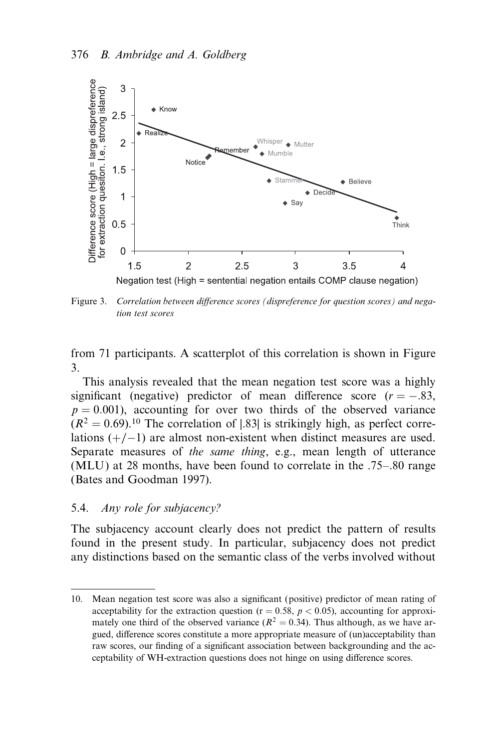Figure 3. *Correlation between difference scores (dispreference for question scores) and negation test scores*

from 71 participants. A scatterplot of this correlation is shown in Figure 3.

This analysis revealed that the mean negation test score was a highly significant (negative) predictor of mean difference score ($r = -.83$, $p = 0.001$), accounting for over two thirds of the observed variance ($R^2 = 0.69$).[10] The correlation of |.83| is strikingly high, as perfect correlations (+/−1) are almost non-existent when distinct measures are used. Separate measures of *the same thing*, e.g., mean length of utterance (MLU) at 28 months, have been found to correlate in the .75–.80 range (Bates and Goodman 1997).

## 5.4. *Any role for subjacency?*

The subjacency account clearly does not predict the pattern of results found in the present study. In particular, subjacency does not predict any distinctions based on the semantic class of the verbs involved without

10. Mean negation test score was also a significant (positive) predictor of mean rating of acceptability for the extraction question ($r = 0.58$, $p < 0.05$), accounting for approximately one third of the observed variance ($R^2 = 0.34$). Thus although, as we have argued, difference scores constitute a more appropriate measure of (un)acceptability than raw scores, our finding of a significant association between backgrounding and the acceptability of WH-extraction questions does not hinge on using difference scores.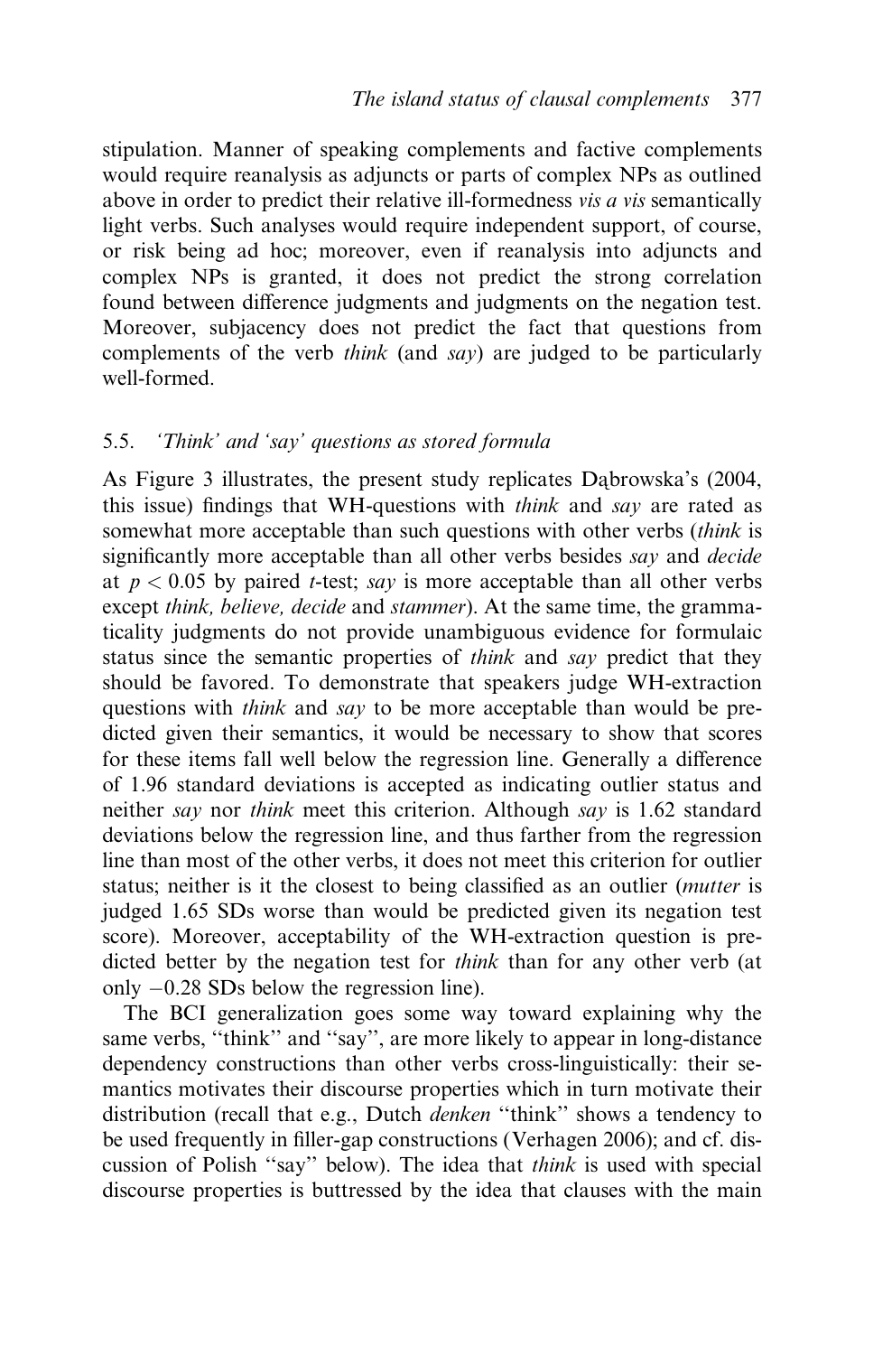stipulation. Manner of speaking complements and factive complements would require reanalysis as adjuncts or parts of complex NPs as outlined above in order to predict their relative ill-formedness *vis a vis* semantically light verbs. Such analyses would require independent support, of course, or risk being ad hoc; moreover, even if reanalysis into adjuncts and complex NPs is granted, it does not predict the strong correlation found between difference judgments and judgments on the negation test. Moreover, subjacency does not predict the fact that questions from complements of the verb *think* (and *say*) are judged to be particularly well-formed.

### 5.5. *'Think' and 'say' questions as stored formula*

As Figure 3 illustrates, the present study replicates Dąbrowska's (2004, this issue) findings that WH-questions with *think* and *say* are rated as somewhat more acceptable than such questions with other verbs (*think* is significantly more acceptable than all other verbs besides *say* and *decide* at $p < 0.05$ by paired *t*-test; *say* is more acceptable than all other verbs except *think, believe, decide* and *stammer*). At the same time, the grammaticality judgments do not provide unambiguous evidence for formulaic status since the semantic properties of *think* and *say* predict that they should be favored. To demonstrate that speakers judge WH-extraction questions with *think* and *say* to be more acceptable than would be predicted given their semantics, it would be necessary to show that scores for these items fall well below the regression line. Generally a difference of 1.96 standard deviations is accepted as indicating outlier status and neither *say* nor *think* meet this criterion. Although *say* is 1.62 standard deviations below the regression line, and thus farther from the regression line than most of the other verbs, it does not meet this criterion for outlier status; neither is it the closest to being classified as an outlier (*mutter* is judged 1.65 SDs worse than would be predicted given its negation test score). Moreover, acceptability of the WH-extraction question is predicted better by the negation test for *think* than for any other verb (at only $-0.28$ SDs below the regression line).

The BCI generalization goes some way toward explaining why the same verbs, "think" and "say", are more likely to appear in long-distance dependency constructions than other verbs cross-linguistically: their semantics motivates their discourse properties which in turn motivate their distribution (recall that e.g., Dutch *denken* "think" shows a tendency to be used frequently in filler-gap constructions (Verhagen 2006); and cf. discussion of Polish "say" below). The idea that *think* is used with special discourse properties is buttressed by the idea that clauses with the main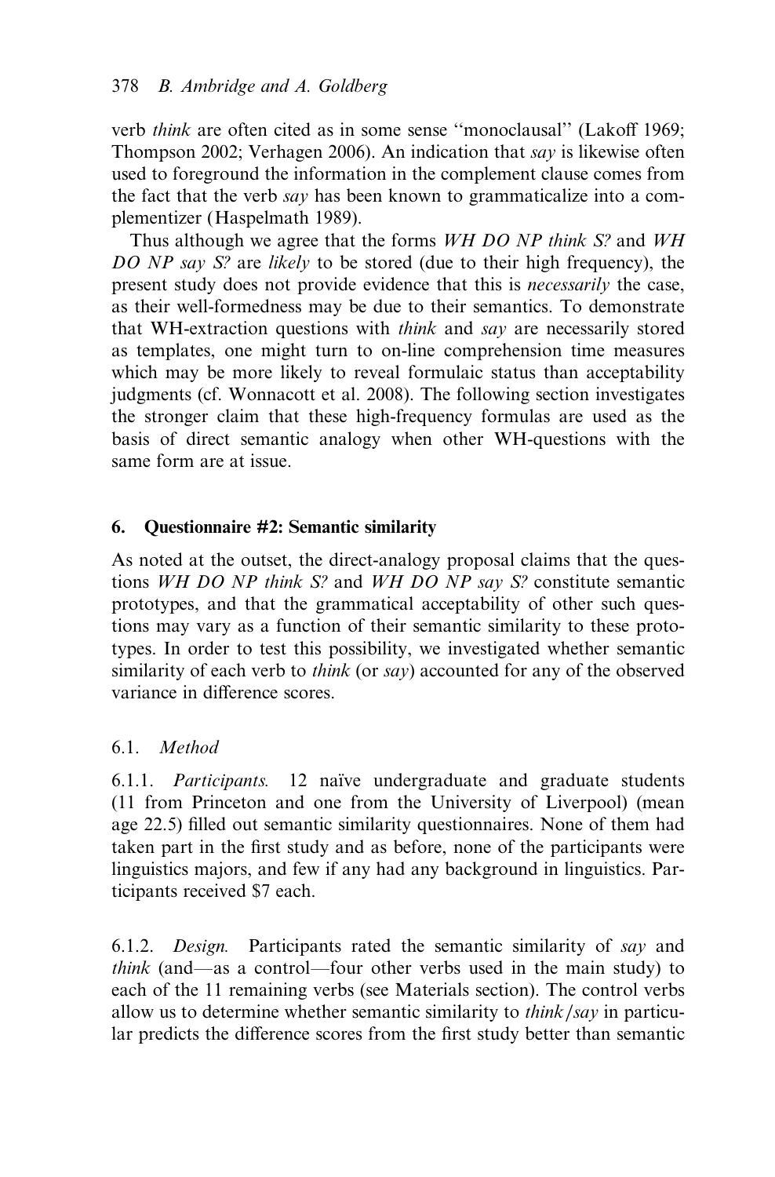verb *think* are often cited as in some sense "monoclausal" (Lakoff 1969; Thompson 2002; Verhagen 2006). An indication that *say* is likewise often used to foreground the information in the complement clause comes from the fact that the verb *say* has been known to grammaticalize into a complementizer (Haspelmath 1989).

Thus although we agree that the forms *WH DO NP think S?* and *WH DO NP say S?* are *likely* to be stored (due to their high frequency), the present study does not provide evidence that this is *necessarily* the case, as their well-formedness may be due to their semantics. To demonstrate that WH-extraction questions with *think* and *say* are necessarily stored as templates, one might turn to on-line comprehension time measures which may be more likely to reveal formulaic status than acceptability judgments (cf. Wonnacott et al. 2008). The following section investigates the stronger claim that these high-frequency formulas are used as the basis of direct semantic analogy when other WH-questions with the same form are at issue.

## 6. Questionnaire #2: Semantic similarity

As noted at the outset, the direct-analogy proposal claims that the questions *WH DO NP think S?* and *WH DO NP say S?* constitute semantic prototypes, and that the grammatical acceptability of other such questions may vary as a function of their semantic similarity to these prototypes. In order to test this possibility, we investigated whether semantic similarity of each verb to *think* (or *say*) accounted for any of the observed variance in difference scores.

### 6.1. *Method*

6.1.1. *Participants.* 12 naïve undergraduate and graduate students (11 from Princeton and one from the University of Liverpool) (mean age 22.5) filled out semantic similarity questionnaires. None of them had taken part in the first study and as before, none of the participants were linguistics majors, and few if any had any background in linguistics. Participants received $7 each.

6.1.2. *Design.* Participants rated the semantic similarity of *say* and *think* (and—as a control—four other verbs used in the main study) to each of the 11 remaining verbs (see Materials section). The control verbs allow us to determine whether semantic similarity to *think*/*say* in particular predicts the difference scores from the first study better than semantic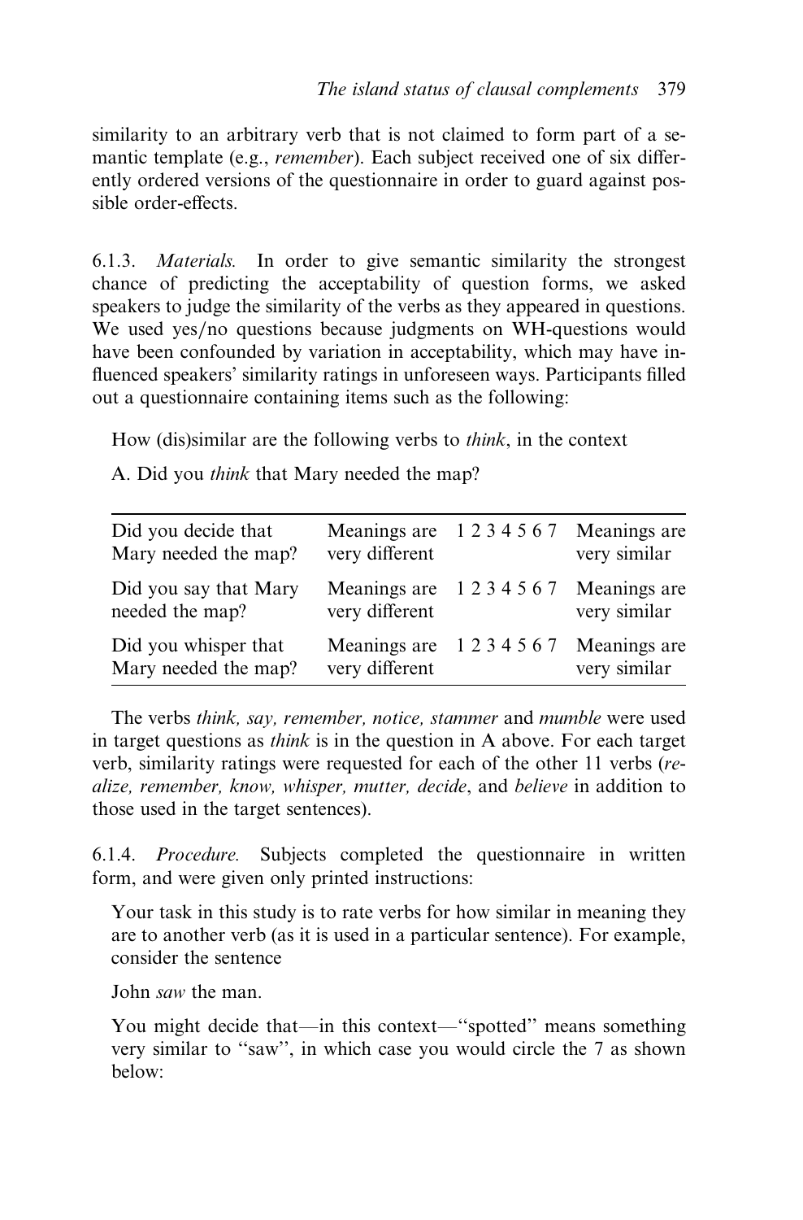similarity to an arbitrary verb that is not claimed to form part of a semantic template (e.g., *remember*). Each subject received one of six differently ordered versions of the questionnaire in order to guard against possible order-effects.

6.1.3. *Materials.* In order to give semantic similarity the strongest chance of predicting the acceptability of question forms, we asked speakers to judge the similarity of the verbs as they appeared in questions. We used yes/no questions because judgments on WH-questions would have been confounded by variation in acceptability, which may have influenced speakers' similarity ratings in unforeseen ways. Participants filled out a questionnaire containing items such as the following:

How (dis)similar are the following verbs to *think*, in the context

A. Did you *think* that Mary needed the map?

| | | | |
|---|---|---|---|
| Did you decide that Mary needed the map? | Meanings are very different | 1 2 3 4 5 6 7 | Meanings are very similar |
| Did you say that Mary needed the map? | Meanings are very different | 1 2 3 4 5 6 7 | Meanings are very similar |
| Did you whisper that Mary needed the map? | Meanings are very different | 1 2 3 4 5 6 7 | Meanings are very similar |

The verbs *think, say, remember, notice, stammer* and *mumble* were used in target questions as *think* is in the question in A above. For each target verb, similarity ratings were requested for each of the other 11 verbs (*realize, remember, know, whisper, mutter, decide*, and *believe* in addition to those used in the target sentences).

6.1.4. *Procedure.* Subjects completed the questionnaire in written form, and were given only printed instructions:

Your task in this study is to rate verbs for how similar in meaning they are to another verb (as it is used in a particular sentence). For example, consider the sentence

John *saw* the man.

You might decide that—in this context—''spotted'' means something very similar to ''saw'', in which case you would circle the 7 as shown below: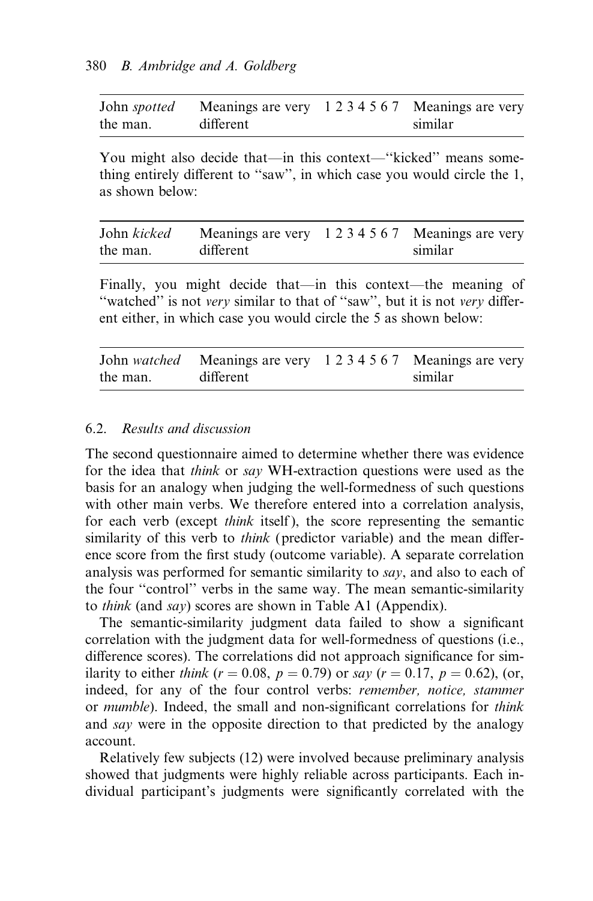| John *spotted* the man. | Meanings are very different | 1 2 3 4 5 6 7 | Meanings are very similar |
|---|---|---|---|

You might also decide that—in this context—''kicked'' means something entirely different to ''saw'', in which case you would circle the 1, as shown below:

| John *kicked* the man. | Meanings are very different | 1 2 3 4 5 6 7 | Meanings are very similar |
|---|---|---|---|

Finally, you might decide that—in this context—the meaning of ''watched'' is not *very* similar to that of ''saw'', but it is not *very* different either, in which case you would circle the 5 as shown below:

| John *watched* the man. | Meanings are very different | 1 2 3 4 5 6 7 | Meanings are very similar |
|---|---|---|---|

### 6.2. *Results and discussion*

The second questionnaire aimed to determine whether there was evidence for the idea that *think* or *say* WH-extraction questions were used as the basis for an analogy when judging the well-formedness of such questions with other main verbs. We therefore entered into a correlation analysis, for each verb (except *think* itself), the score representing the semantic similarity of this verb to *think* (predictor variable) and the mean difference score from the first study (outcome variable). A separate correlation analysis was performed for semantic similarity to *say*, and also to each of the four ''control'' verbs in the same way. The mean semantic-similarity to *think* (and *say*) scores are shown in Table A1 (Appendix).

The semantic-similarity judgment data failed to show a significant correlation with the judgment data for well-formedness of questions (i.e., difference scores). The correlations did not approach significance for similarity to either *think* ($r = 0.08$, $p = 0.79$) or *say* ($r = 0.17$, $p = 0.62$), (or, indeed, for any of the four control verbs: *remember, notice, stammer* or *mumble*). Indeed, the small and non-significant correlations for *think* and *say* were in the opposite direction to that predicted by the analogy account.

Relatively few subjects (12) were involved because preliminary analysis showed that judgments were highly reliable across participants. Each individual participant's judgments were significantly correlated with the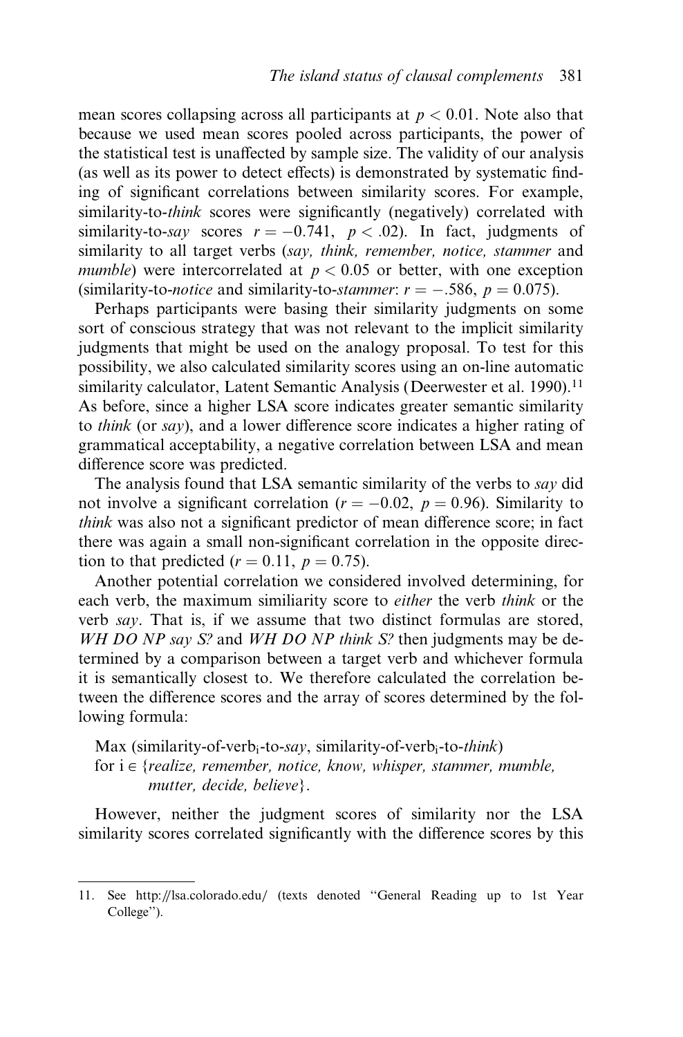mean scores collapsing across all participants at $p < 0.01$. Note also that because we used mean scores pooled across participants, the power of the statistical test is unaffected by sample size. The validity of our analysis (as well as its power to detect effects) is demonstrated by systematic finding of significant correlations between similarity scores. For example, similarity-to-*think* scores were significantly (negatively) correlated with similarity-to-*say* scores $r = -0.741$, $p < .02$). In fact, judgments of similarity to all target verbs (*say, think, remember, notice, stammer* and *mumble*) were intercorrelated at $p < 0.05$ or better, with one exception (similarity-to-*notice* and similarity-to-*stammer*: $r = -.586$, $p = 0.075$).

Perhaps participants were basing their similarity judgments on some sort of conscious strategy that was not relevant to the implicit similarity judgments that might be used on the analogy proposal. To test for this possibility, we also calculated similarity scores using an on-line automatic similarity calculator, Latent Semantic Analysis (Deerwester et al. 1990).[11] As before, since a higher LSA score indicates greater semantic similarity to *think* (or *say*), and a lower difference score indicates a higher rating of grammatical acceptability, a negative correlation between LSA and mean difference score was predicted.

The analysis found that LSA semantic similarity of the verbs to *say* did not involve a significant correlation ($r = -0.02$, $p = 0.96$). Similarity to *think* was also not a significant predictor of mean difference score; in fact there was again a small non-significant correlation in the opposite direction to that predicted ($r = 0.11$, $p = 0.75$).

Another potential correlation we considered involved determining, for each verb, the maximum similiarity score to *either* the verb *think* or the verb *say*. That is, if we assume that two distinct formulas are stored, *WH DO NP say S?* and *WH DO NP think S?* then judgments may be determined by a comparison between a target verb and whichever formula it is semantically closest to. We therefore calculated the correlation between the difference scores and the array of scores determined by the following formula:

Max (similarity-of-verb$_i$-to-*say*, similarity-of-verb$_i$-to-*think*)
for $i \in$ {*realize, remember, notice, know, whisper, stammer, mumble, mutter, decide, believe*}.

However, neither the judgment scores of similarity nor the LSA similarity scores correlated significantly with the difference scores by this

11. See http://lsa.colorado.edu/ (texts denoted "General Reading up to 1st Year College").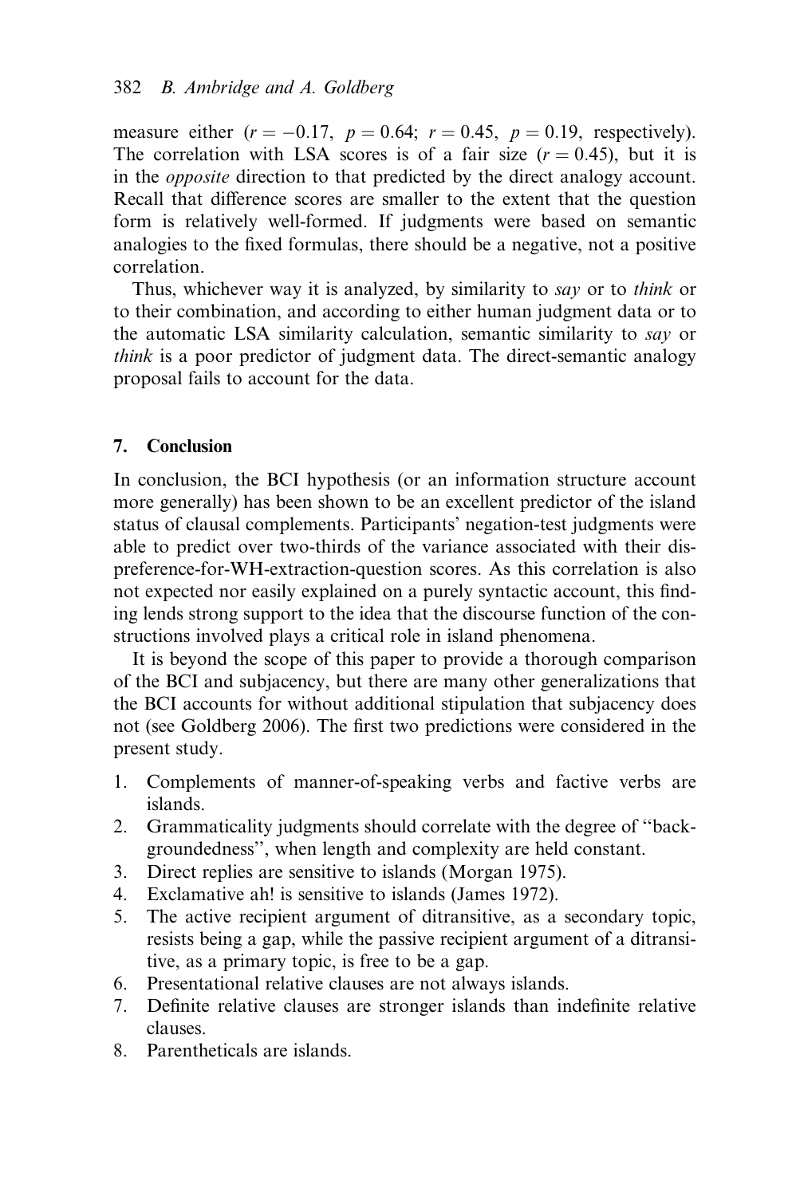measure either ($r = -0.17$, $p = 0.64$; $r = 0.45$, $p = 0.19$, respectively). The correlation with LSA scores is of a fair size ($r = 0.45$), but it is in the *opposite* direction to that predicted by the direct analogy account. Recall that difference scores are smaller to the extent that the question form is relatively well-formed. If judgments were based on semantic analogies to the fixed formulas, there should be a negative, not a positive correlation.

Thus, whichever way it is analyzed, by similarity to *say* or to *think* or to their combination, and according to either human judgment data or to the automatic LSA similarity calculation, semantic similarity to *say* or *think* is a poor predictor of judgment data. The direct-semantic analogy proposal fails to account for the data.

## 7. Conclusion

In conclusion, the BCI hypothesis (or an information structure account more generally) has been shown to be an excellent predictor of the island status of clausal complements. Participants' negation-test judgments were able to predict over two-thirds of the variance associated with their dispreference-for-WH-extraction-question scores. As this correlation is also not expected nor easily explained on a purely syntactic account, this finding lends strong support to the idea that the discourse function of the constructions involved plays a critical role in island phenomena.

It is beyond the scope of this paper to provide a thorough comparison of the BCI and subjacency, but there are many other generalizations that the BCI accounts for without additional stipulation that subjacency does not (see Goldberg 2006). The first two predictions were considered in the present study.

1. Complements of manner-of-speaking verbs and factive verbs are islands.
2. Grammaticality judgments should correlate with the degree of "backgroundedness", when length and complexity are held constant.
3. Direct replies are sensitive to islands (Morgan 1975).
4. Exclamative ah! is sensitive to islands (James 1972).
5. The active recipient argument of ditransitive, as a secondary topic, resists being a gap, while the passive recipient argument of a ditransitive, as a primary topic, is free to be a gap.
6. Presentational relative clauses are not always islands.
7. Definite relative clauses are stronger islands than indefinite relative clauses.
8. Parentheticals are islands.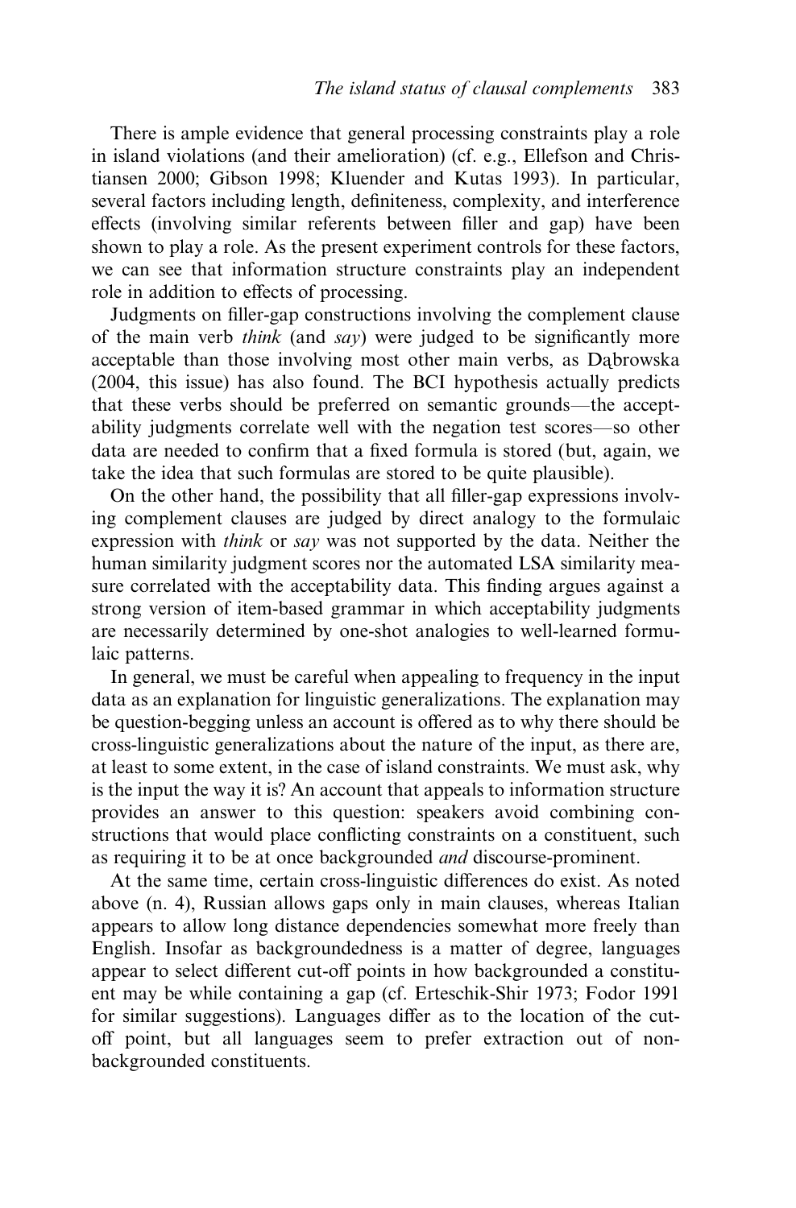There is ample evidence that general processing constraints play a role in island violations (and their amelioration) (cf. e.g., Ellefson and Christiansen 2000; Gibson 1998; Kluender and Kutas 1993). In particular, several factors including length, definiteness, complexity, and interference effects (involving similar referents between filler and gap) have been shown to play a role. As the present experiment controls for these factors, we can see that information structure constraints play an independent role in addition to effects of processing.

Judgments on filler-gap constructions involving the complement clause of the main verb *think* (and *say*) were judged to be significantly more acceptable than those involving most other main verbs, as Dąbrowska (2004, this issue) has also found. The BCI hypothesis actually predicts that these verbs should be preferred on semantic grounds—the acceptability judgments correlate well with the negation test scores—so other data are needed to confirm that a fixed formula is stored (but, again, we take the idea that such formulas are stored to be quite plausible).

On the other hand, the possibility that all filler-gap expressions involving complement clauses are judged by direct analogy to the formulaic expression with *think* or *say* was not supported by the data. Neither the human similarity judgment scores nor the automated LSA similarity measure correlated with the acceptability data. This finding argues against a strong version of item-based grammar in which acceptability judgments are necessarily determined by one-shot analogies to well-learned formulaic patterns.

In general, we must be careful when appealing to frequency in the input data as an explanation for linguistic generalizations. The explanation may be question-begging unless an account is offered as to why there should be cross-linguistic generalizations about the nature of the input, as there are, at least to some extent, in the case of island constraints. We must ask, why is the input the way it is? An account that appeals to information structure provides an answer to this question: speakers avoid combining constructions that would place conflicting constraints on a constituent, such as requiring it to be at once backgrounded *and* discourse-prominent.

At the same time, certain cross-linguistic differences do exist. As noted above (n. 4), Russian allows gaps only in main clauses, whereas Italian appears to allow long distance dependencies somewhat more freely than English. Insofar as backgroundedness is a matter of degree, languages appear to select different cut-off points in how backgrounded a constituent may be while containing a gap (cf. Erteschik-Shir 1973; Fodor 1991 for similar suggestions). Languages differ as to the location of the cut-off point, but all languages seem to prefer extraction out of non-backgrounded constituents.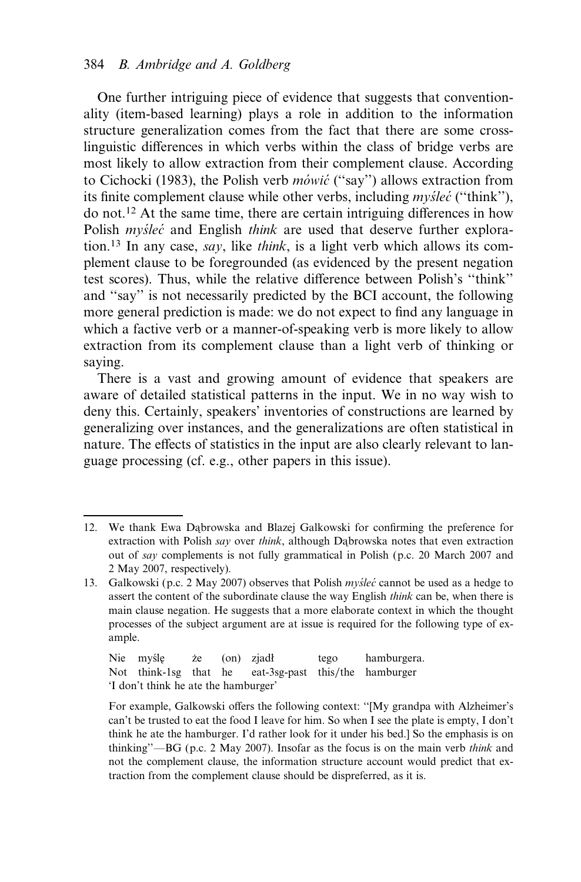One further intriguing piece of evidence that suggests that conventionality (item-based learning) plays a role in addition to the information structure generalization comes from the fact that there are some cross-linguistic differences in which verbs within the class of bridge verbs are most likely to allow extraction from their complement clause. According to Cichocki (1983), the Polish verb *mówić* ("say") allows extraction from its finite complement clause while other verbs, including *myśleć* ("think"), do not.[12] At the same time, there are certain intriguing differences in how Polish *myśleć* and English *think* are used that deserve further exploration.[13] In any case, *say*, like *think*, is a light verb which allows its complement clause to be foregrounded (as evidenced by the present negation test scores). Thus, while the relative difference between Polish's "think" and "say" is not necessarily predicted by the BCI account, the following more general prediction is made: we do not expect to find any language in which a factive verb or a manner-of-speaking verb is more likely to allow extraction from its complement clause than a light verb of thinking or saying.

There is a vast and growing amount of evidence that speakers are aware of detailed statistical patterns in the input. We in no way wish to deny this. Certainly, speakers' inventories of constructions are learned by generalizing over instances, and the generalizations are often statistical in nature. The effects of statistics in the input are also clearly relevant to language processing (cf. e.g., other papers in this issue).

---

12. We thank Ewa Dąbrowska and Blazej Galkowski for confirming the preference for extraction with Polish *say* over *think*, although Dąbrowska notes that even extraction out of *say* complements is not fully grammatical in Polish (p.c. 20 March 2007 and 2 May 2007, respectively).

13. Galkowski (p.c. 2 May 2007) observes that Polish *myśleć* cannot be used as a hedge to assert the content of the subordinate clause the way English *think* can be, when there is main clause negation. He suggests that a more elaborate context in which the thought processes of the subject argument are at issue is required for the following type of example.

    | Nie | myślę | że | (on) | zjadł | tego | hamburgera. |
    |---|---|---|---|---|---|---|
    | Not | think-1sg | that | he | eat-3sg-past | this/the | hamburger |

    'I don't think he ate the hamburger'

    For example, Galkowski offers the following context: "[My grandpa with Alzheimer's can't be trusted to eat the food I leave for him. So when I see the plate is empty, I don't think he ate the hamburger. I'd rather look for it under his bed.] So the emphasis is on thinking"—BG (p.c. 2 May 2007). Insofar as the focus is on the main verb *think* and not the complement clause, the information structure account would predict that extraction from the complement clause should be dispreferred, as it is.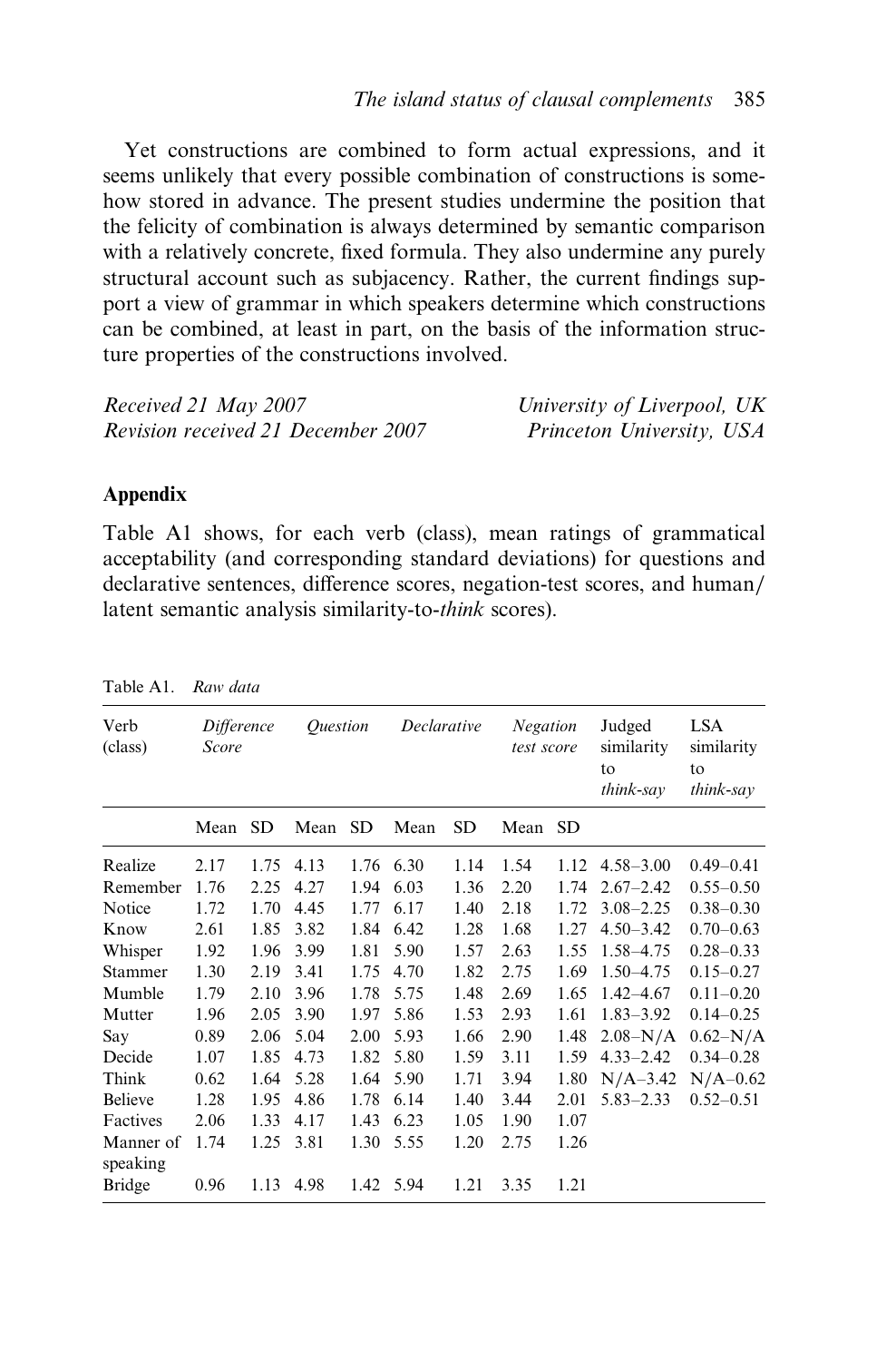Yet constructions are combined to form actual expressions, and it seems unlikely that every possible combination of constructions is somehow stored in advance. The present studies undermine the position that the felicity of combination is always determined by semantic comparison with a relatively concrete, fixed formula. They also undermine any purely structural account such as subjacency. Rather, the current findings support a view of grammar in which speakers determine which constructions can be combined, at least in part, on the basis of the information structure properties of the constructions involved.

*Received 21 May 2007* — *University of Liverpool, UK*
*Revision received 21 December 2007* — *Princeton University, USA*

## Appendix

Table A1 shows, for each verb (class), mean ratings of grammatical acceptability (and corresponding standard deviations) for questions and declarative sentences, difference scores, negation-test scores, and human/latent semantic analysis similarity-to-*think* scores).

Table A1. *Raw data*

| Verb (class) | *Difference Score* | | *Question* | | *Declarative* | | *Negation test score* | | Judged similarity to *think-say* | LSA similarity to *think-say* |
|---|---|---|---|---|---|---|---|---|---|---|
| | Mean | SD | Mean | SD | Mean | SD | Mean | SD | | |
| Realize | 2.17 | 1.75 | 4.13 | 1.76 | 6.30 | 1.14 | 1.54 | 1.12 | 4.58–3.00 | 0.49–0.41 |
| Remember | 1.76 | 2.25 | 4.27 | 1.94 | 6.03 | 1.36 | 2.20 | 1.74 | 2.67–2.42 | 0.55–0.50 |
| Notice | 1.72 | 1.70 | 4.45 | 1.77 | 6.17 | 1.40 | 2.18 | 1.72 | 3.08–2.25 | 0.38–0.30 |
| Know | 2.61 | 1.85 | 3.82 | 1.84 | 6.42 | 1.28 | 1.68 | 1.27 | 4.50–3.42 | 0.70–0.63 |
| Whisper | 1.92 | 1.96 | 3.99 | 1.81 | 5.90 | 1.57 | 2.63 | 1.55 | 1.58–4.75 | 0.28–0.33 |
| Stammer | 1.30 | 2.19 | 3.41 | 1.75 | 4.70 | 1.82 | 2.75 | 1.69 | 1.50–4.75 | 0.15–0.27 |
| Mumble | 1.79 | 2.10 | 3.96 | 1.78 | 5.75 | 1.48 | 2.69 | 1.65 | 1.42–4.67 | 0.11–0.20 |
| Mutter | 1.96 | 2.05 | 3.90 | 1.97 | 5.86 | 1.53 | 2.93 | 1.61 | 1.83–3.92 | 0.14–0.25 |
| Say | 0.89 | 2.06 | 5.04 | 2.00 | 5.93 | 1.66 | 2.90 | 1.48 | 2.08–N/A | 0.62–N/A |
| Decide | 1.07 | 1.85 | 4.73 | 1.82 | 5.80 | 1.59 | 3.11 | 1.59 | 4.33–2.42 | 0.34–0.28 |
| Think | 0.62 | 1.64 | 5.28 | 1.64 | 5.90 | 1.71 | 3.94 | 1.80 | N/A–3.42 | N/A–0.62 |
| Believe | 1.28 | 1.95 | 4.86 | 1.78 | 6.14 | 1.40 | 3.44 | 2.01 | 5.83–2.33 | 0.52–0.51 |
| Factives | 2.06 | 1.33 | 4.17 | 1.43 | 6.23 | 1.05 | 1.90 | 1.07 | | |
| Manner of speaking | 1.74 | 1.25 | 3.81 | 1.30 | 5.55 | 1.20 | 2.75 | 1.26 | | |
| Bridge | 0.96 | 1.13 | 4.98 | 1.42 | 5.94 | 1.21 | 3.35 | 1.21 | | |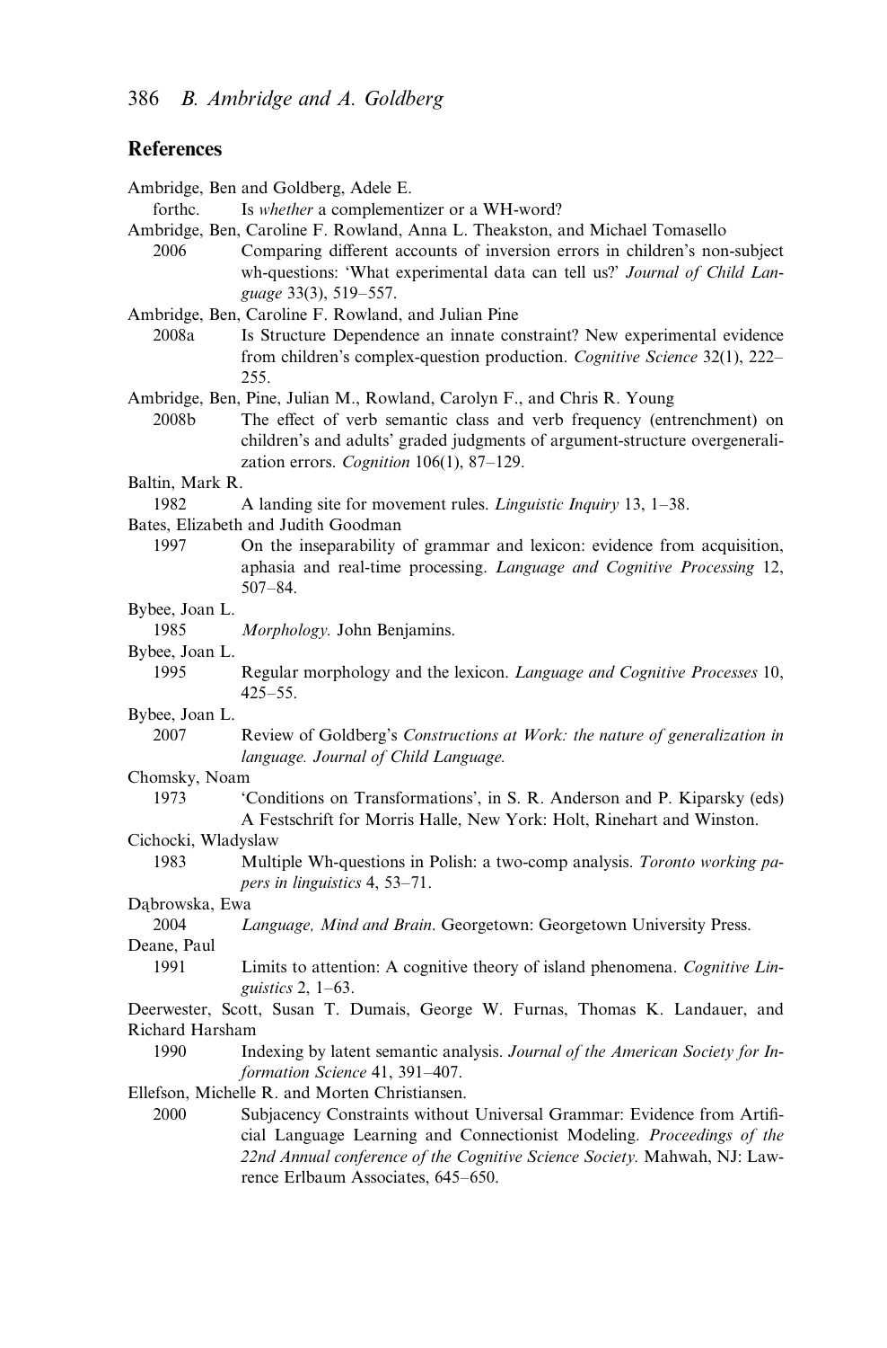## References

Ambridge, Ben and Goldberg, Adele E.
forthc. Is *whether* a complementizer or a WH-word?

Ambridge, Ben, Caroline F. Rowland, Anna L. Theakston, and Michael Tomasello
2006 Comparing different accounts of inversion errors in children's non-subject wh-questions: 'What experimental data can tell us?' *Journal of Child Language* 33(3), 519–557.

Ambridge, Ben, Caroline F. Rowland, and Julian Pine
2008a Is Structure Dependence an innate constraint? New experimental evidence from children's complex-question production. *Cognitive Science* 32(1), 222–255.

Ambridge, Ben, Pine, Julian M., Rowland, Carolyn F., and Chris R. Young
2008b The effect of verb semantic class and verb frequency (entrenchment) on children's and adults' graded judgments of argument-structure overgeneralization errors. *Cognition* 106(1), 87–129.

Baltin, Mark R.
1982 A landing site for movement rules. *Linguistic Inquiry* 13, 1–38.

Bates, Elizabeth and Judith Goodman
1997 On the inseparability of grammar and lexicon: evidence from acquisition, aphasia and real-time processing. *Language and Cognitive Processing* 12, 507–84.

Bybee, Joan L.
1985 *Morphology.* John Benjamins.

Bybee, Joan L.
1995 Regular morphology and the lexicon. *Language and Cognitive Processes* 10, 425–55.

Bybee, Joan L.
2007 Review of Goldberg's *Constructions at Work: the nature of generalization in language. Journal of Child Language.*

Chomsky, Noam
1973 'Conditions on Transformations', in S. R. Anderson and P. Kiparsky (eds) A Festschrift for Morris Halle, New York: Holt, Rinehart and Winston.

Cichocki, Wladyslaw
1983 Multiple Wh-questions in Polish: a two-comp analysis. *Toronto working papers in linguistics* 4, 53–71.

Dąbrowska, Ewa
2004 *Language, Mind and Brain*. Georgetown: Georgetown University Press.

Deane, Paul
1991 Limits to attention: A cognitive theory of island phenomena. *Cognitive Linguistics* 2, 1–63.

Deerwester, Scott, Susan T. Dumais, George W. Furnas, Thomas K. Landauer, and Richard Harsham
1990 Indexing by latent semantic analysis. *Journal of the American Society for Information Science* 41, 391–407.

Ellefson, Michelle R. and Morten Christiansen.
2000 Subjacency Constraints without Universal Grammar: Evidence from Artificial Language Learning and Connectionist Modeling. *Proceedings of the 22nd Annual conference of the Cognitive Science Society.* Mahwah, NJ: Lawrence Erlbaum Associates, 645–650.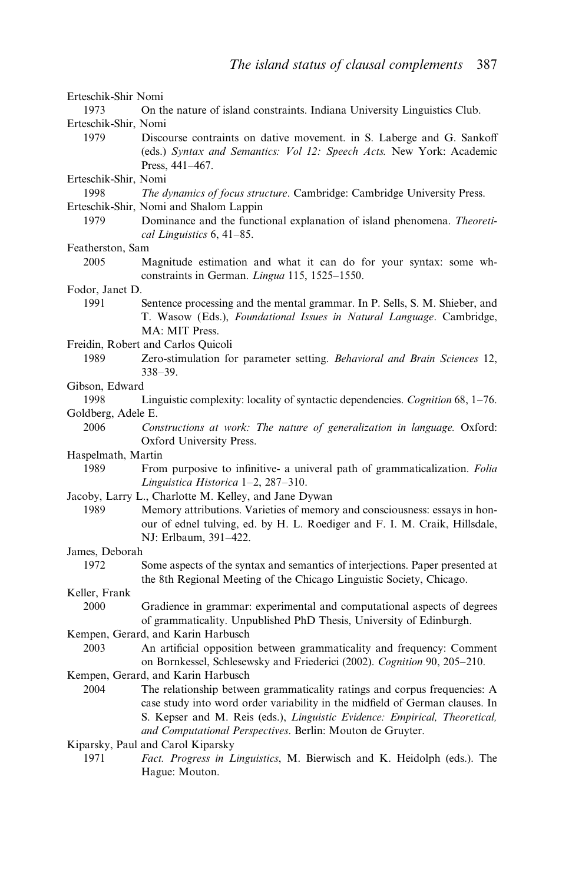Erteschik-Shir Nomi

1973 On the nature of island constraints. Indiana University Linguistics Club.

Erteschik-Shir, Nomi

1979 Discourse contraints on dative movement. in S. Laberge and G. Sankoff (eds.) *Syntax and Semantics: Vol 12: Speech Acts.* New York: Academic Press, 441–467.

Erteschik-Shir, Nomi

1998 *The dynamics of focus structure*. Cambridge: Cambridge University Press.

Erteschik-Shir, Nomi and Shalom Lappin

1979 Dominance and the functional explanation of island phenomena. *Theoretical Linguistics* 6, 41–85.

Featherston, Sam

2005 Magnitude estimation and what it can do for your syntax: some wh-constraints in German. *Lingua* 115, 1525–1550.

Fodor, Janet D.

1991 Sentence processing and the mental grammar. In P. Sells, S. M. Shieber, and T. Wasow (Eds.), *Foundational Issues in Natural Language*. Cambridge, MA: MIT Press.

Freidin, Robert and Carlos Quicoli

1989 Zero-stimulation for parameter setting. *Behavioral and Brain Sciences* 12, 338–39.

Gibson, Edward

1998 Linguistic complexity: locality of syntactic dependencies. *Cognition* 68, 1–76.

Goldberg, Adele E.

2006 *Constructions at work: The nature of generalization in language.* Oxford: Oxford University Press.

Haspelmath, Martin

1989 From purposive to infinitive- a univeral path of grammaticalization. *Folia Linguistica Historica* 1–2, 287–310.

Jacoby, Larry L., Charlotte M. Kelley, and Jane Dywan

1989 Memory attributions. Varieties of memory and consciousness: essays in honour of ednel tulving, ed. by H. L. Roediger and F. I. M. Craik, Hillsdale, NJ: Erlbaum, 391–422.

James, Deborah

1972 Some aspects of the syntax and semantics of interjections. Paper presented at the 8th Regional Meeting of the Chicago Linguistic Society, Chicago.

Keller, Frank

2000 Gradience in grammar: experimental and computational aspects of degrees of grammaticality. Unpublished PhD Thesis, University of Edinburgh.

Kempen, Gerard, and Karin Harbusch

2003 An artificial opposition between grammaticality and frequency: Comment on Bornkessel, Schlesewsky and Friederici (2002). *Cognition* 90, 205–210.

Kempen, Gerard, and Karin Harbusch

2004 The relationship between grammaticality ratings and corpus frequencies: A case study into word order variability in the midfield of German clauses. In S. Kepser and M. Reis (eds.), *Linguistic Evidence: Empirical, Theoretical, and Computational Perspectives*. Berlin: Mouton de Gruyter.

Kiparsky, Paul and Carol Kiparsky

1971 *Fact. Progress in Linguistics*, M. Bierwisch and K. Heidolph (eds.). The Hague: Mouton.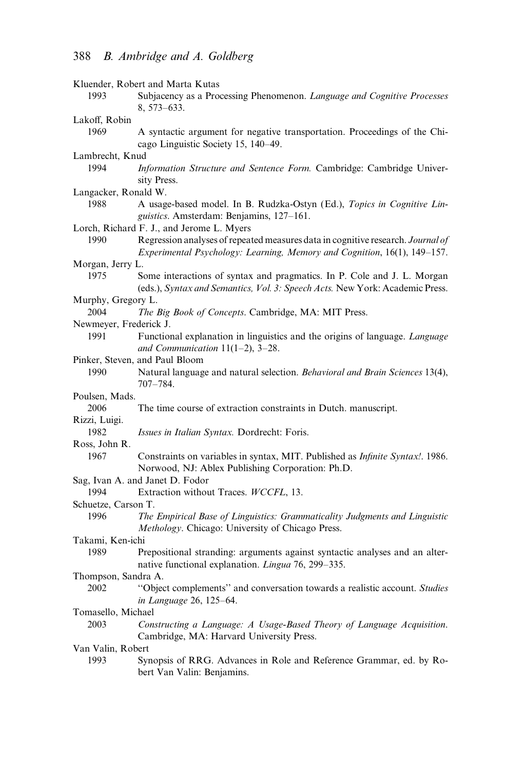Kluender, Robert and Marta Kutas

1993 Subjacency as a Processing Phenomenon. *Language and Cognitive Processes* 8, 573–633.

Lakoff, Robin

1969 A syntactic argument for negative transportation. Proceedings of the Chicago Linguistic Society 15, 140–49.

Lambrecht, Knud

1994 *Information Structure and Sentence Form.* Cambridge: Cambridge University Press.

Langacker, Ronald W.

1988 A usage-based model. In B. Rudzka-Ostyn (Ed.), *Topics in Cognitive Linguistics*. Amsterdam: Benjamins, 127–161.

Lorch, Richard F. J., and Jerome L. Myers

1990 Regression analyses of repeated measures data in cognitive research. *Journal of Experimental Psychology: Learning, Memory and Cognition*, 16(1), 149–157.

Morgan, Jerry L.

1975 Some interactions of syntax and pragmatics. In P. Cole and J. L. Morgan (eds.), *Syntax and Semantics, Vol. 3: Speech Acts.* New York: Academic Press.

Murphy, Gregory L.

2004 *The Big Book of Concepts*. Cambridge, MA: MIT Press.

Newmeyer, Frederick J.

1991 Functional explanation in linguistics and the origins of language. *Language and Communication* 11(1–2), 3–28.

Pinker, Steven, and Paul Bloom

1990 Natural language and natural selection. *Behavioral and Brain Sciences* 13(4), 707–784.

Poulsen, Mads.

2006 The time course of extraction constraints in Dutch. manuscript.

Rizzi, Luigi.

1982 *Issues in Italian Syntax.* Dordrecht: Foris.

Ross, John R.

1967 Constraints on variables in syntax, MIT. Published as *Infinite Syntax!*. 1986. Norwood, NJ: Ablex Publishing Corporation: Ph.D.

Sag, Ivan A. and Janet D. Fodor

1994 Extraction without Traces. *WCCFL*, 13.

Schuetze, Carson T.

1996 *The Empirical Base of Linguistics: Grammaticality Judgments and Linguistic Methology*. Chicago: University of Chicago Press.

Takami, Ken-ichi

1989 Prepositional stranding: arguments against syntactic analyses and an alternative functional explanation. *Lingua* 76, 299–335.

Thompson, Sandra A.

2002 ''Object complements'' and conversation towards a realistic account. *Studies in Language* 26, 125–64.

Tomasello, Michael

2003 *Constructing a Language: A Usage-Based Theory of Language Acquisition*. Cambridge, MA: Harvard University Press.

Van Valin, Robert

1993 Synopsis of RRG. Advances in Role and Reference Grammar, ed. by Robert Van Valin: Benjamins.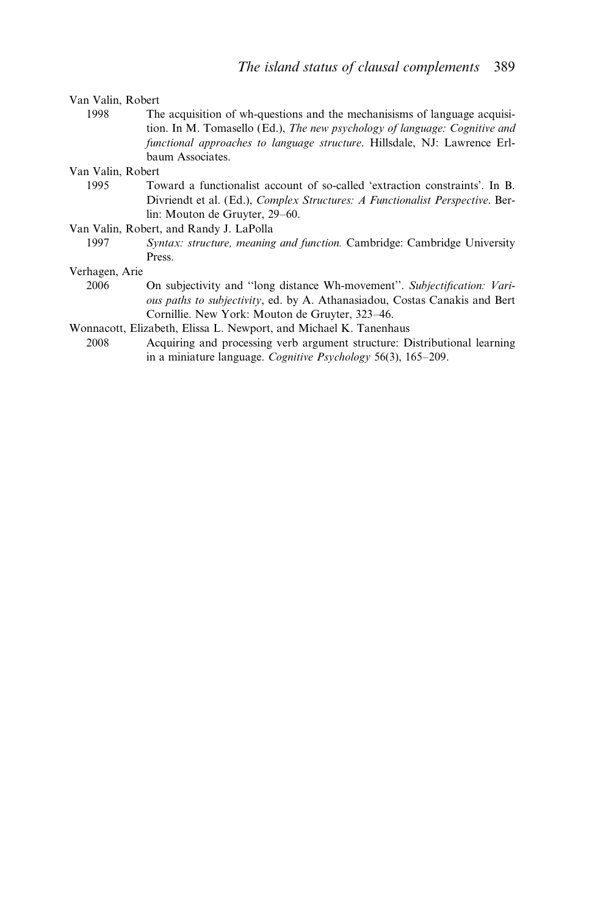Van Valin, Robert

1998 The acquisition of wh-questions and the mechanisisms of language acquisition. In M. Tomasello (Ed.), *The new psychology of language: Cognitive and functional approaches to language structure*. Hillsdale, NJ: Lawrence Erlbaum Associates.

Van Valin, Robert

1995 Toward a functionalist account of so-called 'extraction constraints'. In B. Divriendt et al. (Ed.), *Complex Structures: A Functionalist Perspective*. Berlin: Mouton de Gruyter, 29–60.

Van Valin, Robert, and Randy J. LaPolla

1997 *Syntax: structure, meaning and function.* Cambridge: Cambridge University Press.

Verhagen, Arie

2006 On subjectivity and "long distance Wh-movement". *Subjectification: Various paths to subjectivity*, ed. by A. Athanasiadou, Costas Canakis and Bert Cornillie. New York: Mouton de Gruyter, 323–46.

Wonnacott, Elizabeth, Elissa L. Newport, and Michael K. Tanenhaus

2008 Acquiring and processing verb argument structure: Distributional learning in a miniature language. *Cognitive Psychology* 56(3), 165–209.